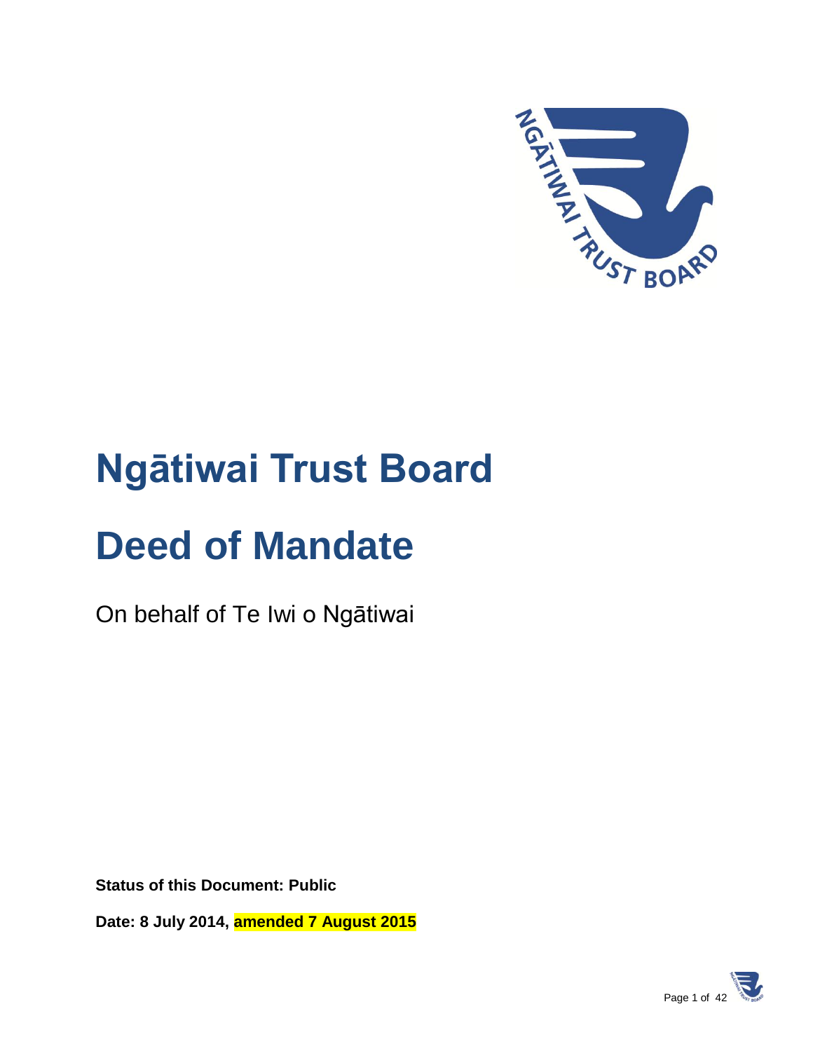# Ngātiwai Trust Board

# Deed of Mandate

On behalf of Te Iwi o Ngātiwai

**Status of this Document: Public**

**Date: 8 July 2014, amended 7 August 2015**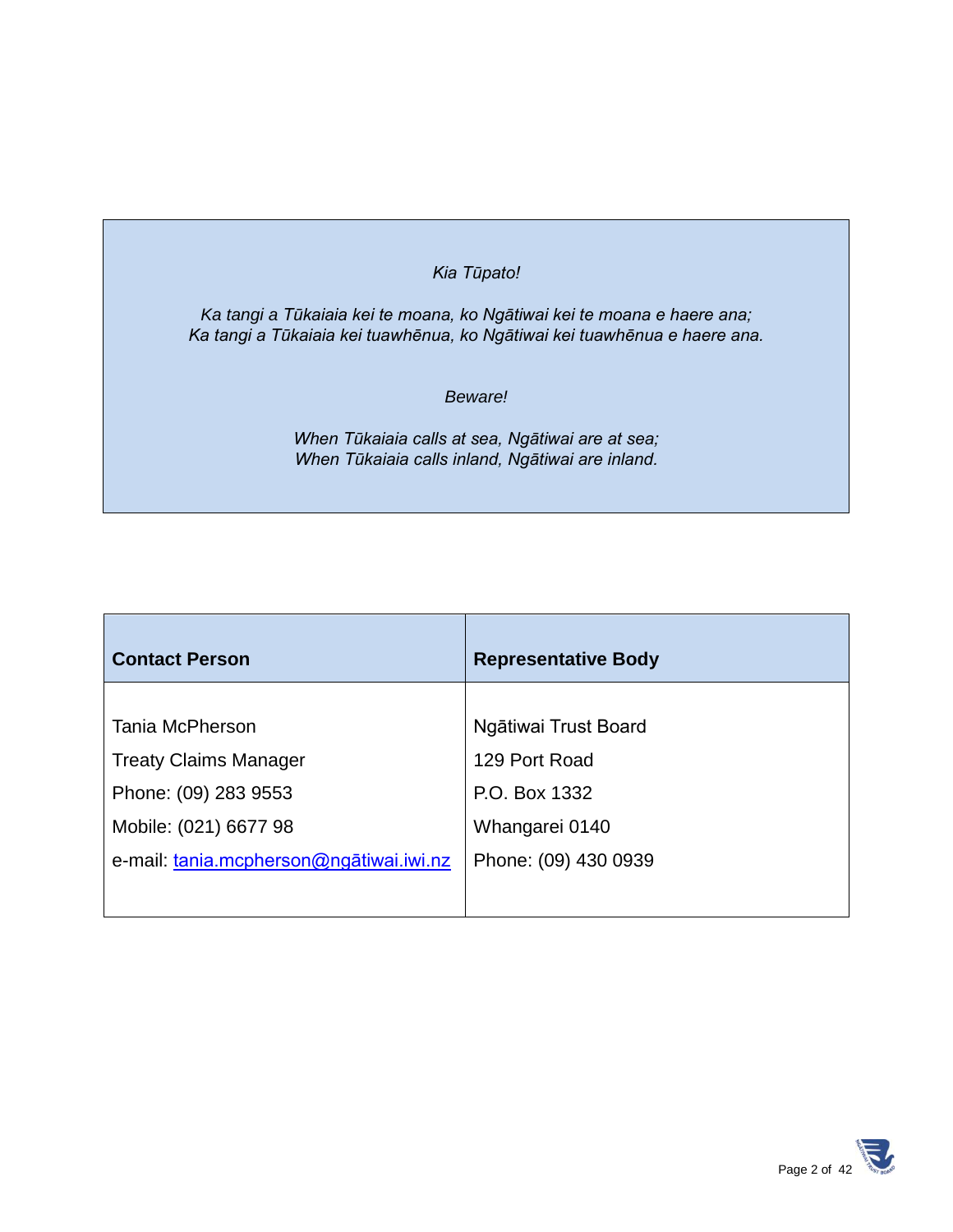*Kia Tūpato!*

*Ka tangi a Tūkaiaia kei te moana, ko Ngātiwai kei te moana e haere ana;*
*Ka tangi a Tūkaiaia kei tuawhēnua, ko Ngātiwai kei tuawhēnua e haere ana.*

*Beware!*

*When Tūkaiaia calls at sea, Ngātiwai are at sea;*
*When Tūkaiaia calls inland, Ngātiwai are inland.*

| **Contact Person** | **Representative Body** |
| --- | --- |
| Tania McPherson<br>Treaty Claims Manager<br>Phone: (09) 283 9553<br>Mobile: (021) 6677 98<br>e-mail: tania.mcpherson@ngātiwai.iwi.nz | Ngātiwai Trust Board<br>129 Port Road<br>P.O. Box 1332<br>Whangarei 0140<br>Phone: (09) 430 0939 |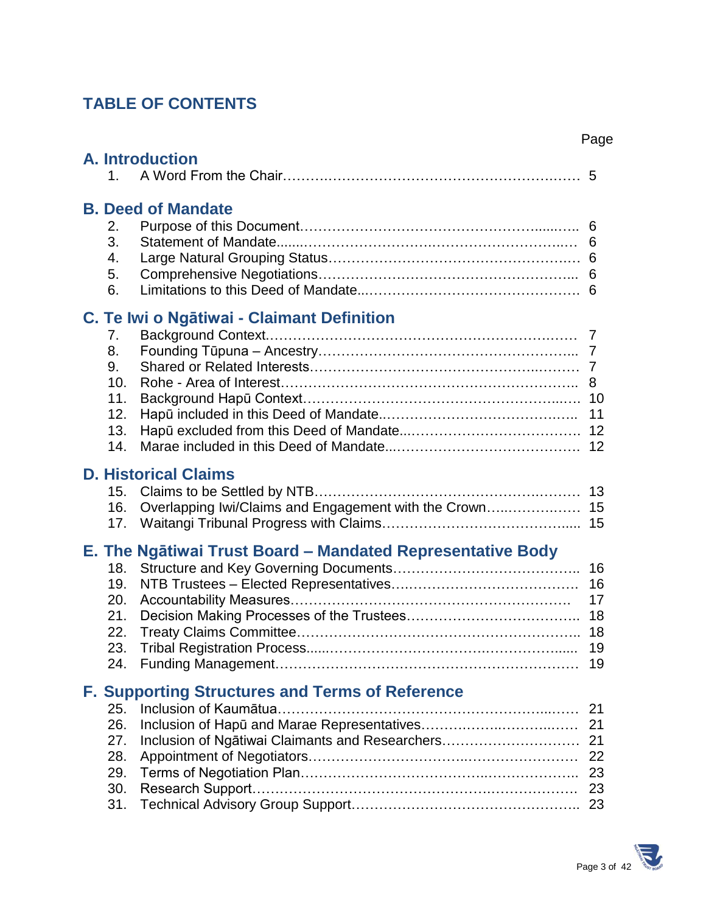# TABLE OF CONTENTS

| | | Page |
|---|---|---|
| **A. Introduction** | | |
| 1. | A Word From the Chair | 5 |
| **B. Deed of Mandate** | | |
| 2. | Purpose of this Document | 6 |
| 3. | Statement of Mandate | 6 |
| 4. | Large Natural Grouping Status | 6 |
| 5. | Comprehensive Negotiations | 6 |
| 6. | Limitations to this Deed of Mandate | 6 |
| **C. Te Iwi o Ngātiwai - Claimant Definition** | | |
| 7. | Background Context | 7 |
| 8. | Founding Tūpuna – Ancestry | 7 |
| 9. | Shared or Related Interests | 7 |
| 10. | Rohe - Area of Interest | 8 |
| 11. | Background Hapū Context | 10 |
| 12. | Hapū included in this Deed of Mandate | 11 |
| 13. | Hapū excluded from this Deed of Mandate | 12 |
| 14. | Marae included in this Deed of Mandate | 12 |
| **D. Historical Claims** | | |
| 15. | Claims to be Settled by NTB | 13 |
| 16. | Overlapping Iwi/Claims and Engagement with the Crown | 15 |
| 17. | Waitangi Tribunal Progress with Claims | 15 |
| **E. The Ngātiwai Trust Board – Mandated Representative Body** | | |
| 18. | Structure and Key Governing Documents | 16 |
| 19. | NTB Trustees – Elected Representatives | 16 |
| 20. | Accountability Measures | 17 |
| 21. | Decision Making Processes of the Trustees | 18 |
| 22. | Treaty Claims Committee | 18 |
| 23. | Tribal Registration Process | 19 |
| 24. | Funding Management | 19 |
| **F. Supporting Structures and Terms of Reference** | | |
| 25. | Inclusion of Kaumātua | 21 |
| 26. | Inclusion of Hapū and Marae Representatives | 21 |
| 27. | Inclusion of Ngātiwai Claimants and Researchers | 21 |
| 28. | Appointment of Negotiators | 22 |
| 29. | Terms of Negotiation Plan | 23 |
| 30. | Research Support | 23 |
| 31. | Technical Advisory Group Support | 23 |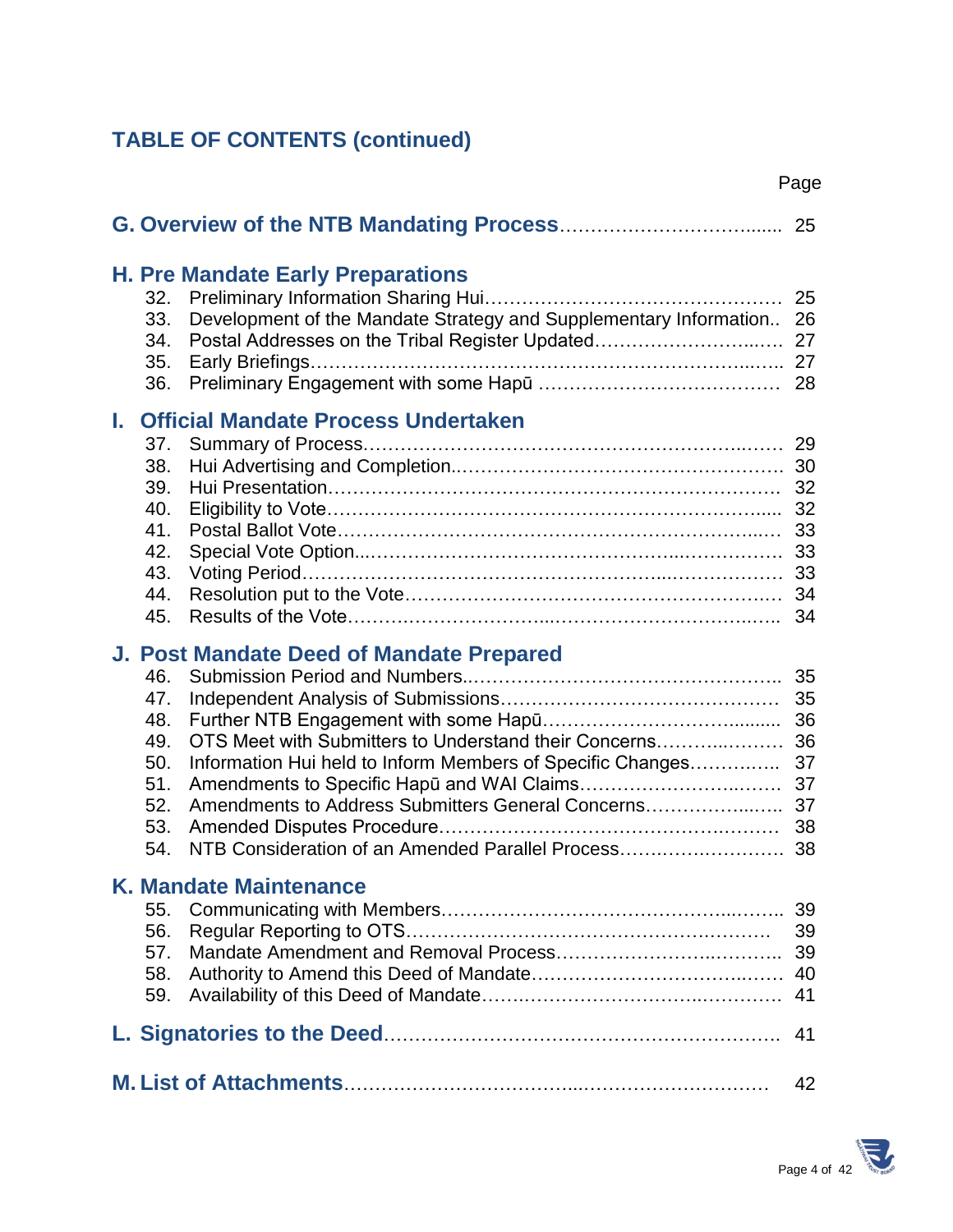## TABLE OF CONTENTS (continued)

| | | Page |
|---|---|---|
| **G. Overview of the NTB Mandating Process** | | 25 |
| **H. Pre Mandate Early Preparations** | | |
| 32. | Preliminary Information Sharing Hui | 25 |
| 33. | Development of the Mandate Strategy and Supplementary Information | 26 |
| 34. | Postal Addresses on the Tribal Register Updated | 27 |
| 35. | Early Briefings | 27 |
| 36. | Preliminary Engagement with some Hapū | 28 |
| **I. Official Mandate Process Undertaken** | | |
| 37. | Summary of Process | 29 |
| 38. | Hui Advertising and Completion | 30 |
| 39. | Hui Presentation | 32 |
| 40. | Eligibility to Vote | 32 |
| 41. | Postal Ballot Vote | 33 |
| 42. | Special Vote Option | 33 |
| 43. | Voting Period | 33 |
| 44. | Resolution put to the Vote | 34 |
| 45. | Results of the Vote | 34 |
| **J. Post Mandate Deed of Mandate Prepared** | | |
| 46. | Submission Period and Numbers | 35 |
| 47. | Independent Analysis of Submissions | 35 |
| 48. | Further NTB Engagement with some Hapū | 36 |
| 49. | OTS Meet with Submitters to Understand their Concerns | 36 |
| 50. | Information Hui held to Inform Members of Specific Changes | 37 |
| 51. | Amendments to Specific Hapū and WAI Claims | 37 |
| 52. | Amendments to Address Submitters General Concerns | 37 |
| 53. | Amended Disputes Procedure | 38 |
| 54. | NTB Consideration of an Amended Parallel Process | 38 |
| **K. Mandate Maintenance** | | |
| 55. | Communicating with Members | 39 |
| 56. | Regular Reporting to OTS | 39 |
| 57. | Mandate Amendment and Removal Process | 39 |
| 58. | Authority to Amend this Deed of Mandate | 40 |
| 59. | Availability of this Deed of Mandate | 41 |
| **L. Signatories to the Deed** | | 41 |
| **M. List of Attachments** | | 42 |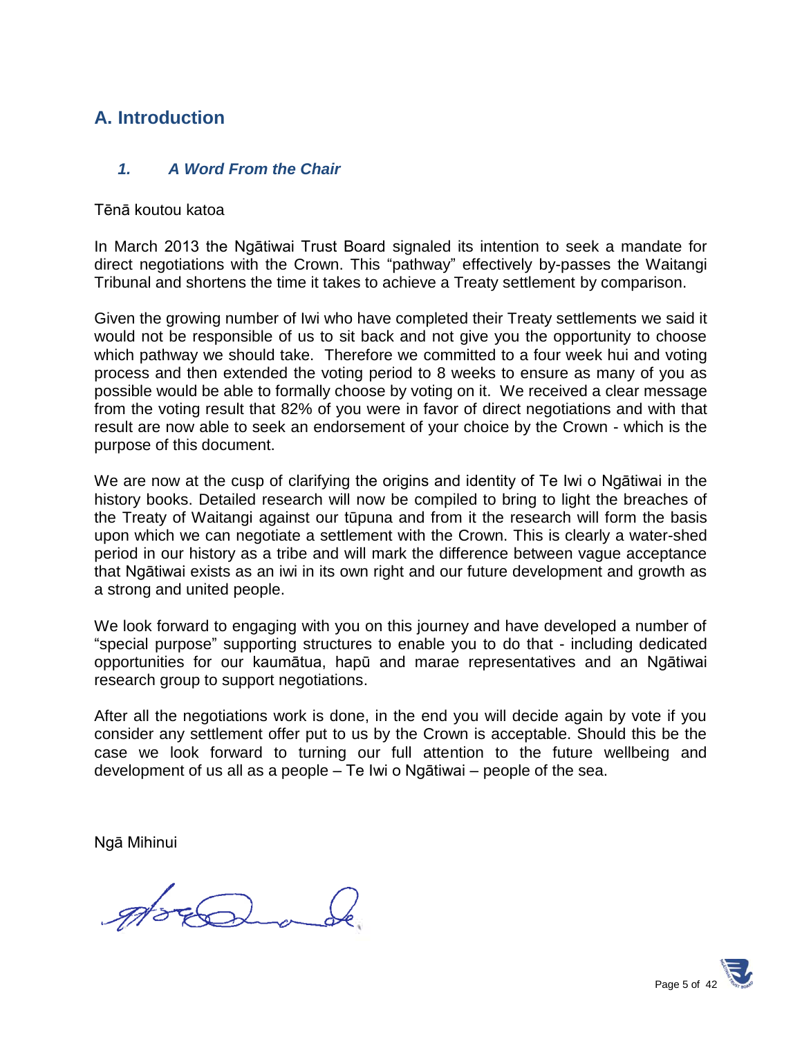## A. Introduction

### *1. A Word From the Chair*

Tēnā koutou katoa

In March 2013 the Ngātiwai Trust Board signaled its intention to seek a mandate for direct negotiations with the Crown. This "pathway" effectively by-passes the Waitangi Tribunal and shortens the time it takes to achieve a Treaty settlement by comparison.

Given the growing number of Iwi who have completed their Treaty settlements we said it would not be responsible of us to sit back and not give you the opportunity to choose which pathway we should take. Therefore we committed to a four week hui and voting process and then extended the voting period to 8 weeks to ensure as many of you as possible would be able to formally choose by voting on it. We received a clear message from the voting result that 82% of you were in favor of direct negotiations and with that result are now able to seek an endorsement of your choice by the Crown - which is the purpose of this document.

We are now at the cusp of clarifying the origins and identity of Te Iwi o Ngātiwai in the history books. Detailed research will now be compiled to bring to light the breaches of the Treaty of Waitangi against our tūpuna and from it the research will form the basis upon which we can negotiate a settlement with the Crown. This is clearly a water-shed period in our history as a tribe and will mark the difference between vague acceptance that Ngātiwai exists as an iwi in its own right and our future development and growth as a strong and united people.

We look forward to engaging with you on this journey and have developed a number of "special purpose" supporting structures to enable you to do that - including dedicated opportunities for our kaumātua, hapū and marae representatives and an Ngātiwai research group to support negotiations.

After all the negotiations work is done, in the end you will decide again by vote if you consider any settlement offer put to us by the Crown is acceptable. Should this be the case we look forward to turning our full attention to the future wellbeing and development of us all as a people – Te Iwi o Ngātiwai – people of the sea.

Ngā Mihinui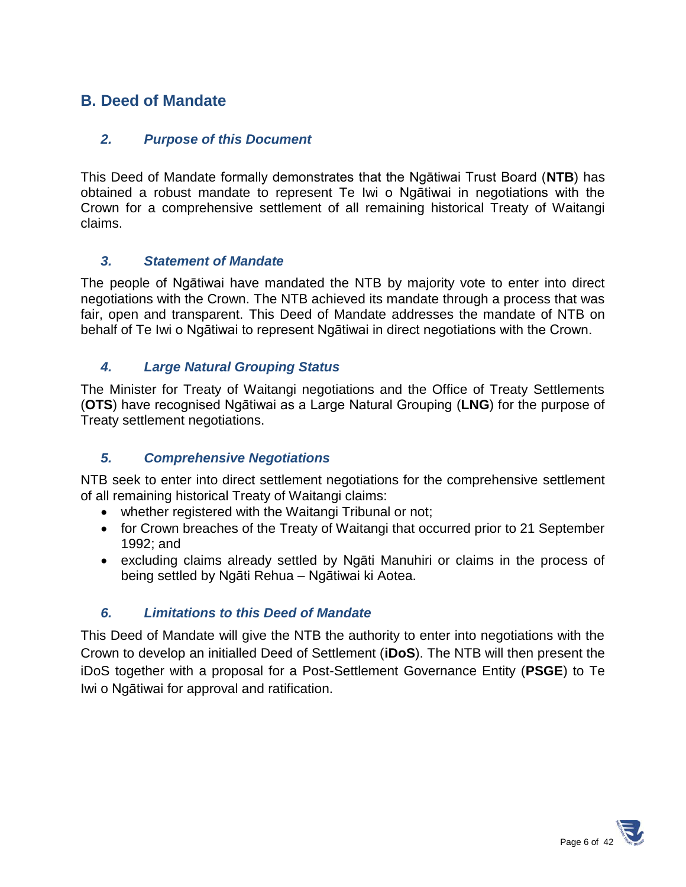## B. Deed of Mandate

### *2. Purpose of this Document*

This Deed of Mandate formally demonstrates that the Ngātiwai Trust Board (**NTB**) has obtained a robust mandate to represent Te Iwi o Ngātiwai in negotiations with the Crown for a comprehensive settlement of all remaining historical Treaty of Waitangi claims.

### *3. Statement of Mandate*

The people of Ngātiwai have mandated the NTB by majority vote to enter into direct negotiations with the Crown. The NTB achieved its mandate through a process that was fair, open and transparent. This Deed of Mandate addresses the mandate of NTB on behalf of Te Iwi o Ngātiwai to represent Ngātiwai in direct negotiations with the Crown.

### *4. Large Natural Grouping Status*

The Minister for Treaty of Waitangi negotiations and the Office of Treaty Settlements (**OTS**) have recognised Ngātiwai as a Large Natural Grouping (**LNG**) for the purpose of Treaty settlement negotiations.

### *5. Comprehensive Negotiations*

NTB seek to enter into direct settlement negotiations for the comprehensive settlement of all remaining historical Treaty of Waitangi claims:

- whether registered with the Waitangi Tribunal or not;
- for Crown breaches of the Treaty of Waitangi that occurred prior to 21 September 1992; and
- excluding claims already settled by Ngāti Manuhiri or claims in the process of being settled by Ngāti Rehua – Ngātiwai ki Aotea.

### *6. Limitations to this Deed of Mandate*

This Deed of Mandate will give the NTB the authority to enter into negotiations with the Crown to develop an initialled Deed of Settlement (**iDoS**). The NTB will then present the iDoS together with a proposal for a Post-Settlement Governance Entity (**PSGE**) to Te Iwi o Ngātiwai for approval and ratification.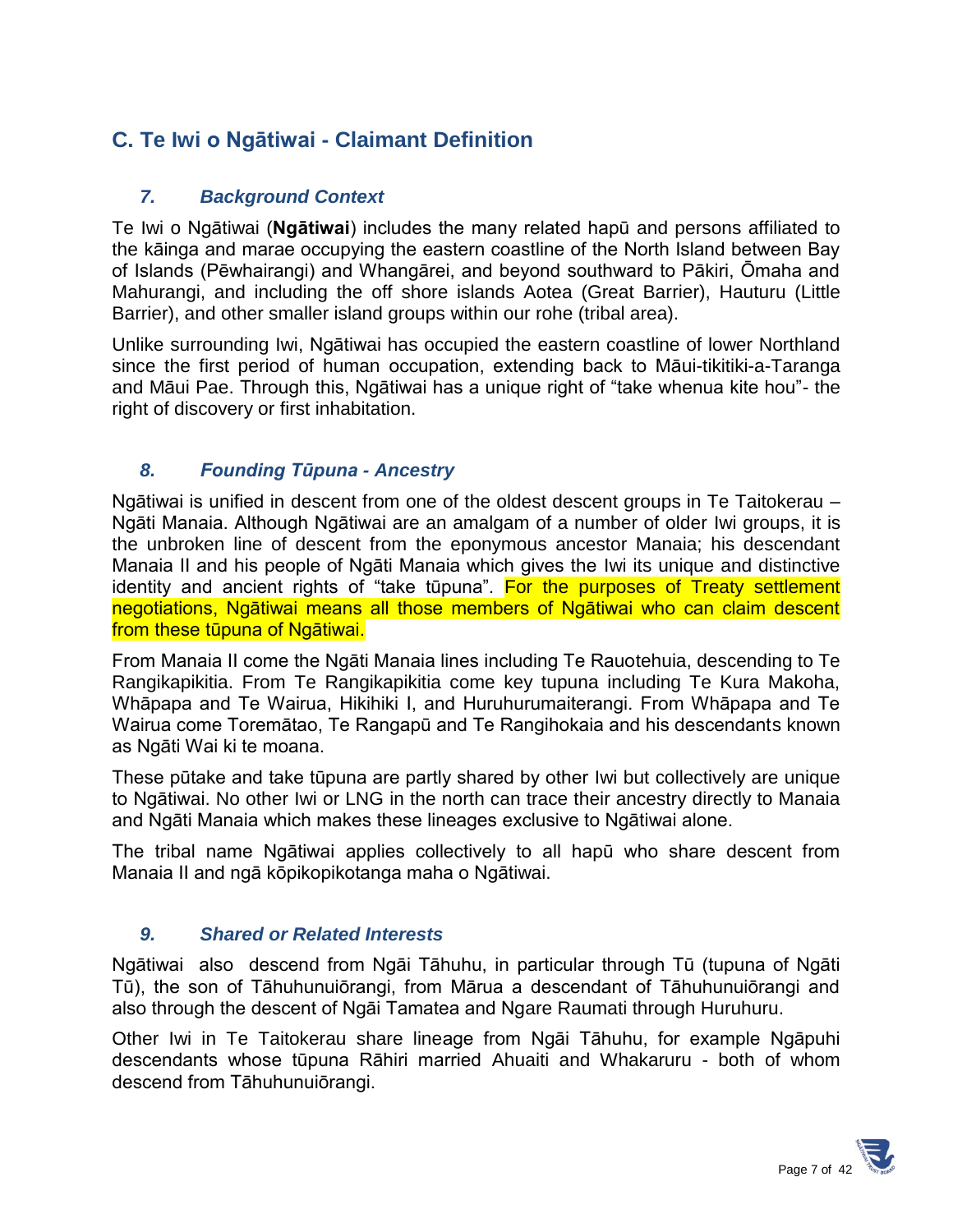## C. Te Iwi o Ngātiwai - Claimant Definition

### *7. Background Context*

Te Iwi o Ngātiwai (**Ngātiwai**) includes the many related hapū and persons affiliated to the kāinga and marae occupying the eastern coastline of the North Island between Bay of Islands (Pēwhairangi) and Whangārei, and beyond southward to Pākiri, Ōmaha and Mahurangi, and including the off shore islands Aotea (Great Barrier), Hauturu (Little Barrier), and other smaller island groups within our rohe (tribal area).

Unlike surrounding Iwi, Ngātiwai has occupied the eastern coastline of lower Northland since the first period of human occupation, extending back to Māui-tikitiki-a-Taranga and Māui Pae. Through this, Ngātiwai has a unique right of "take whenua kite hou"- the right of discovery or first inhabitation.

### *8. Founding Tūpuna - Ancestry*

Ngātiwai is unified in descent from one of the oldest descent groups in Te Taitokerau – Ngāti Manaia. Although Ngātiwai are an amalgam of a number of older Iwi groups, it is the unbroken line of descent from the eponymous ancestor Manaia; his descendant Manaia II and his people of Ngāti Manaia which gives the Iwi its unique and distinctive identity and ancient rights of "take tūpuna". For the purposes of Treaty settlement negotiations, Ngātiwai means all those members of Ngātiwai who can claim descent from these tūpuna of Ngātiwai.

From Manaia II come the Ngāti Manaia lines including Te Rauotehuia, descending to Te Rangikapikitia. From Te Rangikapikitia come key tupuna including Te Kura Makoha, Whāpapa and Te Wairua, Hikihiki I, and Huruhurumaiterangi. From Whāpapa and Te Wairua come Toremātao, Te Rangapū and Te Rangihokaia and his descendants known as Ngāti Wai ki te moana.

These pūtake and take tūpuna are partly shared by other Iwi but collectively are unique to Ngātiwai. No other Iwi or LNG in the north can trace their ancestry directly to Manaia and Ngāti Manaia which makes these lineages exclusive to Ngātiwai alone.

The tribal name Ngātiwai applies collectively to all hapū who share descent from Manaia II and ngā kōpikopikotanga maha o Ngātiwai.

### *9. Shared or Related Interests*

Ngātiwai also descend from Ngāi Tāhuhu, in particular through Tū (tupuna of Ngāti Tū), the son of Tāhuhunuiōrangi, from Mārua a descendant of Tāhuhunuiōrangi and also through the descent of Ngāi Tamatea and Ngare Raumati through Huruhuru.

Other Iwi in Te Taitokerau share lineage from Ngāi Tāhuhu, for example Ngāpuhi descendants whose tūpuna Rāhiri married Ahuaiti and Whakaruru - both of whom descend from Tāhuhunuiōrangi.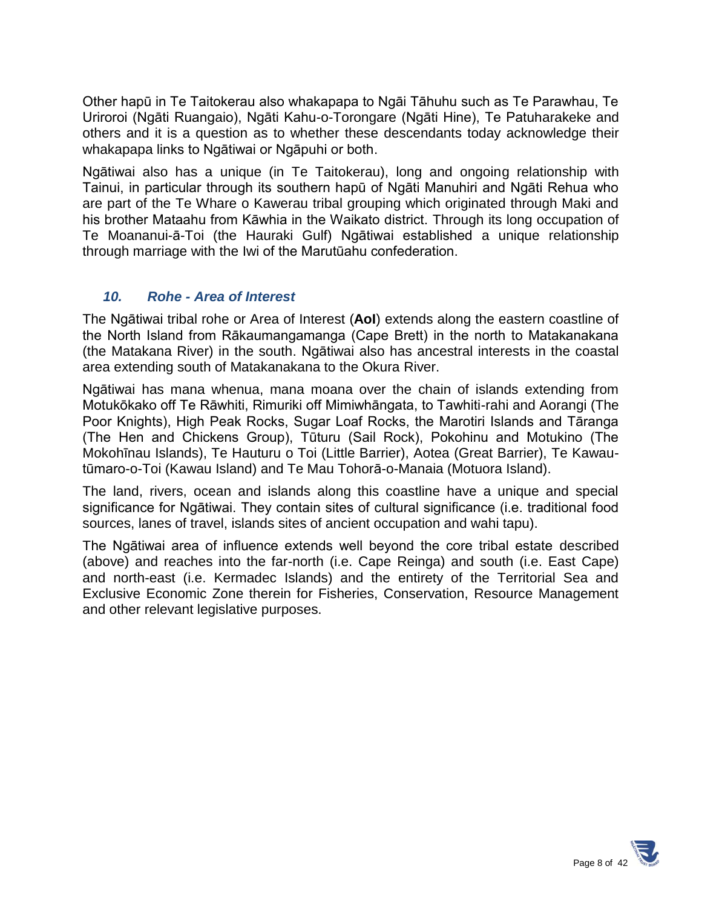Other hapū in Te Taitokerau also whakapapa to Ngāi Tāhuhu such as Te Parawhau, Te Uriroroi (Ngāti Ruangaio), Ngāti Kahu-o-Torongare (Ngāti Hine), Te Patuharakeke and others and it is a question as to whether these descendants today acknowledge their whakapapa links to Ngātiwai or Ngāpuhi or both.

Ngātiwai also has a unique (in Te Taitokerau), long and ongoing relationship with Tainui, in particular through its southern hapū of Ngāti Manuhiri and Ngāti Rehua who are part of the Te Whare o Kawerau tribal grouping which originated through Maki and his brother Mataahu from Kāwhia in the Waikato district. Through its long occupation of Te Moananui-ā-Toi (the Hauraki Gulf) Ngātiwai established a unique relationship through marriage with the Iwi of the Marutūahu confederation.

## *10. Rohe - Area of Interest*

The Ngātiwai tribal rohe or Area of Interest (**AoI**) extends along the eastern coastline of the North Island from Rākaumangamanga (Cape Brett) in the north to Matakanakana (the Matakana River) in the south. Ngātiwai also has ancestral interests in the coastal area extending south of Matakanakana to the Okura River.

Ngātiwai has mana whenua, mana moana over the chain of islands extending from Motukōkako off Te Rāwhiti, Rimuriki off Mimiwhāngata, to Tawhiti-rahi and Aorangi (The Poor Knights), High Peak Rocks, Sugar Loaf Rocks, the Marotiri Islands and Tāranga (The Hen and Chickens Group), Tūturu (Sail Rock), Pokohinu and Motukino (The Mokohīnau Islands), Te Hauturu o Toi (Little Barrier), Aotea (Great Barrier), Te Kawau-tūmaro-o-Toi (Kawau Island) and Te Mau Tohorā-o-Manaia (Motuora Island).

The land, rivers, ocean and islands along this coastline have a unique and special significance for Ngātiwai. They contain sites of cultural significance (i.e. traditional food sources, lanes of travel, islands sites of ancient occupation and wahi tapu).

The Ngātiwai area of influence extends well beyond the core tribal estate described (above) and reaches into the far-north (i.e. Cape Reinga) and south (i.e. East Cape) and north-east (i.e. Kermadec Islands) and the entirety of the Territorial Sea and Exclusive Economic Zone therein for Fisheries, Conservation, Resource Management and other relevant legislative purposes.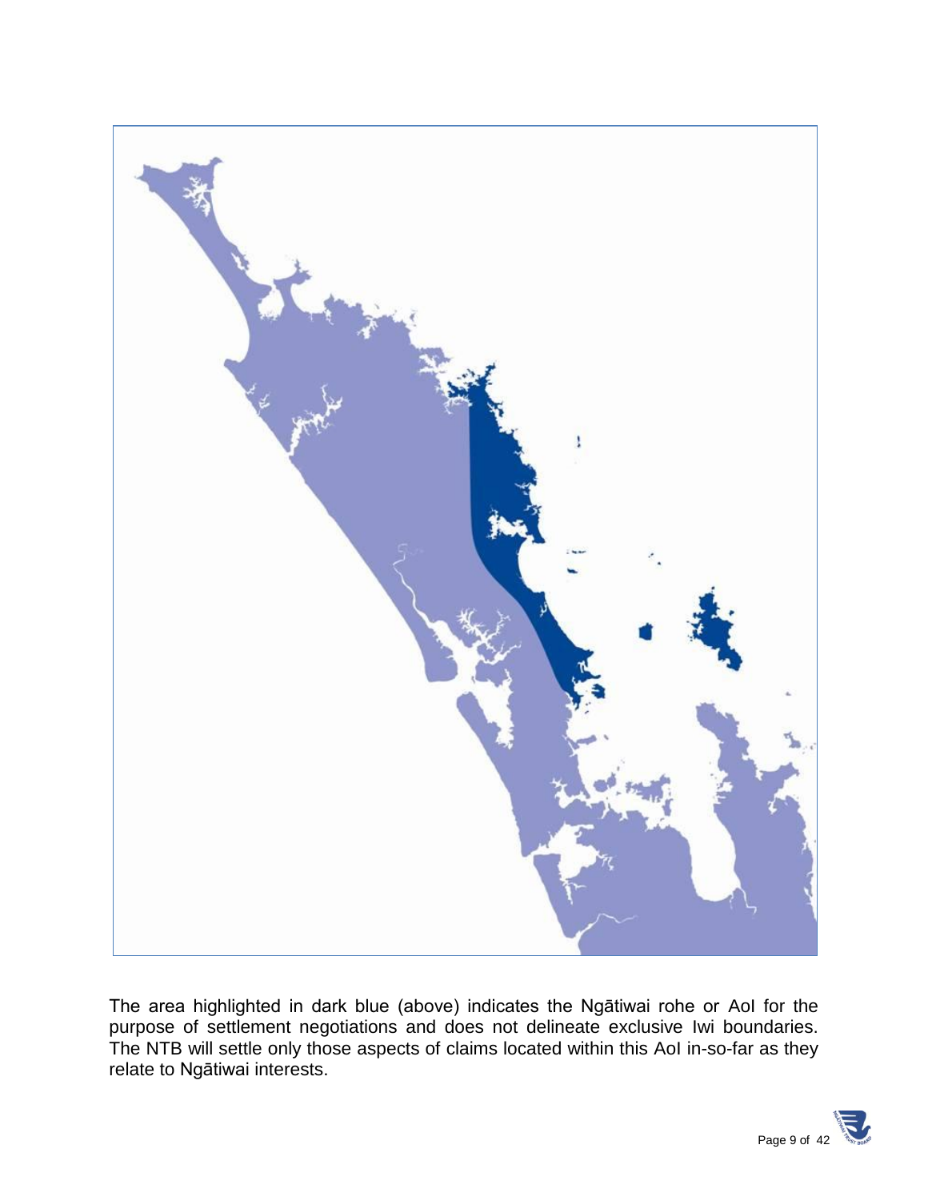The area highlighted in dark blue (above) indicates the Ngātiwai rohe or AoI for the purpose of settlement negotiations and does not delineate exclusive Iwi boundaries. The NTB will settle only those aspects of claims located within this AoI in-so-far as they relate to Ngātiwai interests.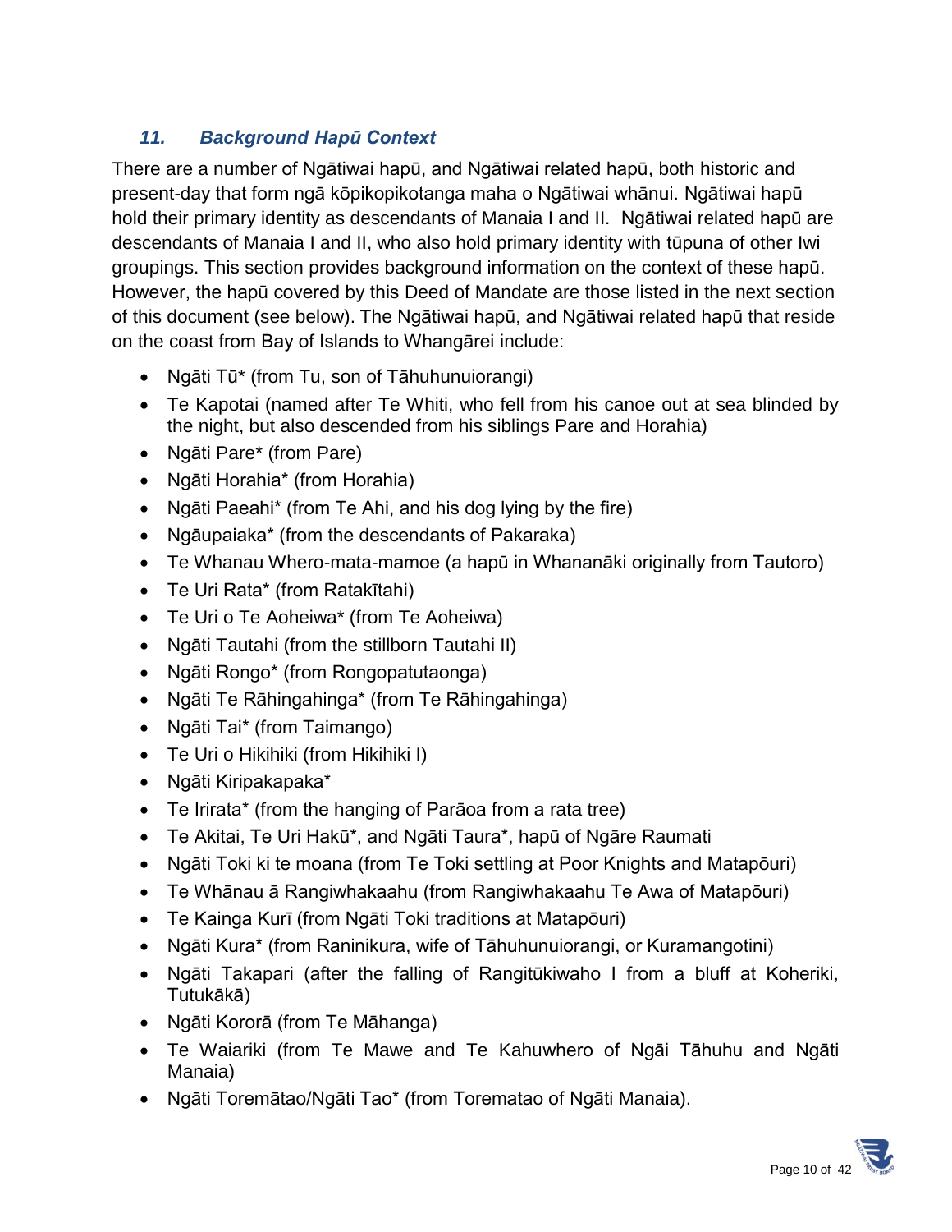### *11. Background Hapū Context*

There are a number of Ngātiwai hapū, and Ngātiwai related hapū, both historic and present-day that form ngā kōpikopikotanga maha o Ngātiwai whānui. Ngātiwai hapū hold their primary identity as descendants of Manaia I and II. Ngātiwai related hapū are descendants of Manaia I and II, who also hold primary identity with tūpuna of other Iwi groupings. This section provides background information on the context of these hapū. However, the hapū covered by this Deed of Mandate are those listed in the next section of this document (see below). The Ngātiwai hapū, and Ngātiwai related hapū that reside on the coast from Bay of Islands to Whangārei include:

- Ngāti Tū* (from Tu, son of Tāhuhunuiorangi)
- Te Kapotai (named after Te Whiti, who fell from his canoe out at sea blinded by the night, but also descended from his siblings Pare and Horahia)
- Ngāti Pare* (from Pare)
- Ngāti Horahia* (from Horahia)
- Ngāti Paeahi* (from Te Ahi, and his dog lying by the fire)
- Ngāupaiaka* (from the descendants of Pakaraka)
- Te Whanau Whero-mata-mamoe (a hapū in Whananāki originally from Tautoro)
- Te Uri Rata* (from Ratakītahi)
- Te Uri o Te Aoheiwa* (from Te Aoheiwa)
- Ngāti Tautahi (from the stillborn Tautahi II)
- Ngāti Rongo* (from Rongopatutaonga)
- Ngāti Te Rāhingahinga* (from Te Rāhingahinga)
- Ngāti Tai* (from Taimango)
- Te Uri o Hikihiki (from Hikihiki I)
- Ngāti Kiripakapaka*
- Te Irirata* (from the hanging of Parāoa from a rata tree)
- Te Akitai, Te Uri Hakū*, and Ngāti Taura*, hapū of Ngāre Raumati
- Ngāti Toki ki te moana (from Te Toki settling at Poor Knights and Matapōuri)
- Te Whānau ā Rangiwhakaahu (from Rangiwhakaahu Te Awa of Matapōuri)
- Te Kainga Kurī (from Ngāti Toki traditions at Matapōuri)
- Ngāti Kura* (from Raninikura, wife of Tāhuhunuiorangi, or Kuramangotini)
- Ngāti Takapari (after the falling of Rangitūkiwaho I from a bluff at Koheriki, Tutukākā)
- Ngāti Kororā (from Te Māhanga)
- Te Waiariki (from Te Mawe and Te Kahuwhero of Ngāi Tāhuhu and Ngāti Manaia)
- Ngāti Toremātao/Ngāti Tao* (from Torematao of Ngāti Manaia).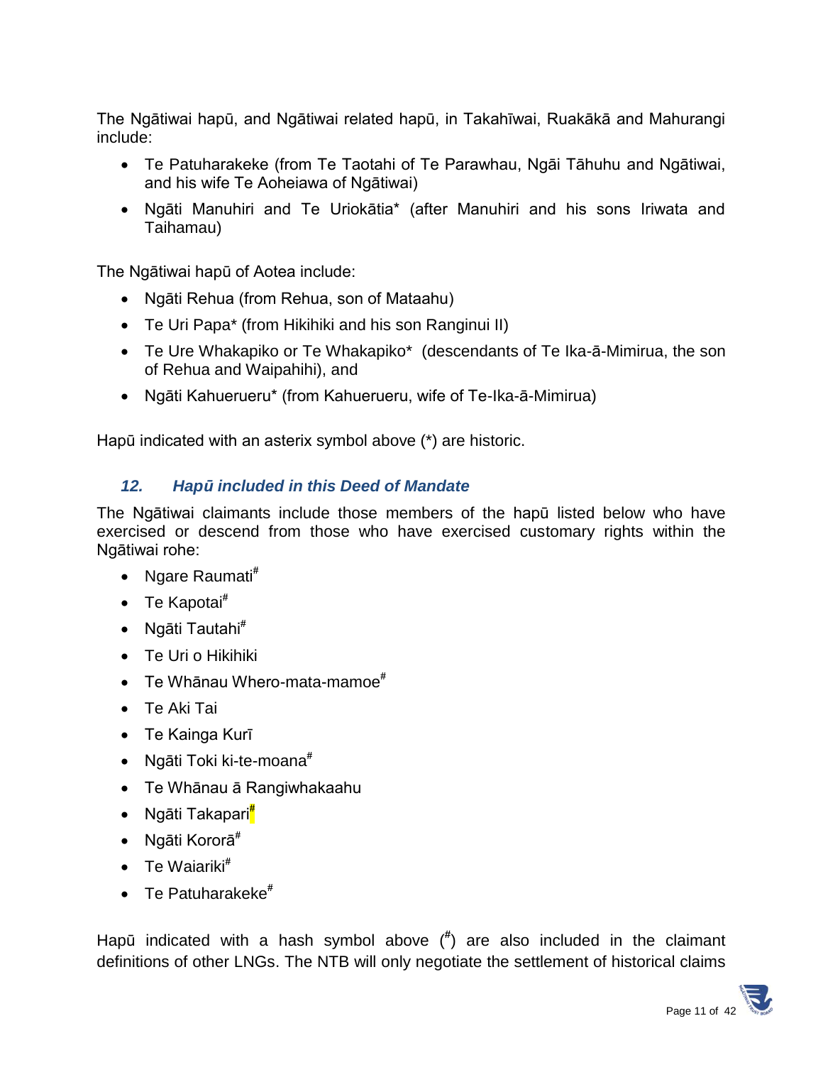The Ngātiwai hapū, and Ngātiwai related hapū, in Takahīwai, Ruakākā and Mahurangi include:

- Te Patuharakeke (from Te Taotahi of Te Parawhau, Ngāi Tāhuhu and Ngātiwai, and his wife Te Aoheiawa of Ngātiwai)
- Ngāti Manuhiri and Te Uriokātia* (after Manuhiri and his sons Iriwata and Taihamau)

The Ngātiwai hapū of Aotea include:

- Ngāti Rehua (from Rehua, son of Mataahu)
- Te Uri Papa* (from Hikihiki and his son Ranginui II)
- Te Ure Whakapiko or Te Whakapiko* (descendants of Te Ika-ā-Mimirua, the son of Rehua and Waipahihi), and
- Ngāti Kahuerueru* (from Kahuerueru, wife of Te-Ika-ā-Mimirua)

Hapū indicated with an asterix symbol above (*) are historic.

### *12. Hapū included in this Deed of Mandate*

The Ngātiwai claimants include those members of the hapū listed below who have exercised or descend from those who have exercised customary rights within the Ngātiwai rohe:

- Ngare Raumati#
- Te Kapotai#
- Ngāti Tautahi#
- Te Uri o Hikihiki
- Te Whānau Whero-mata-mamoe#
- Te Aki Tai
- Te Kainga Kurī
- Ngāti Toki ki-te-moana#
- Te Whānau ā Rangiwhakaahu
- Ngāti Takapari#
- Ngāti Kororā#
- Te Waiariki#
- Te Patuharakeke#

Hapū indicated with a hash symbol above (#) are also included in the claimant definitions of other LNGs. The NTB will only negotiate the settlement of historical claims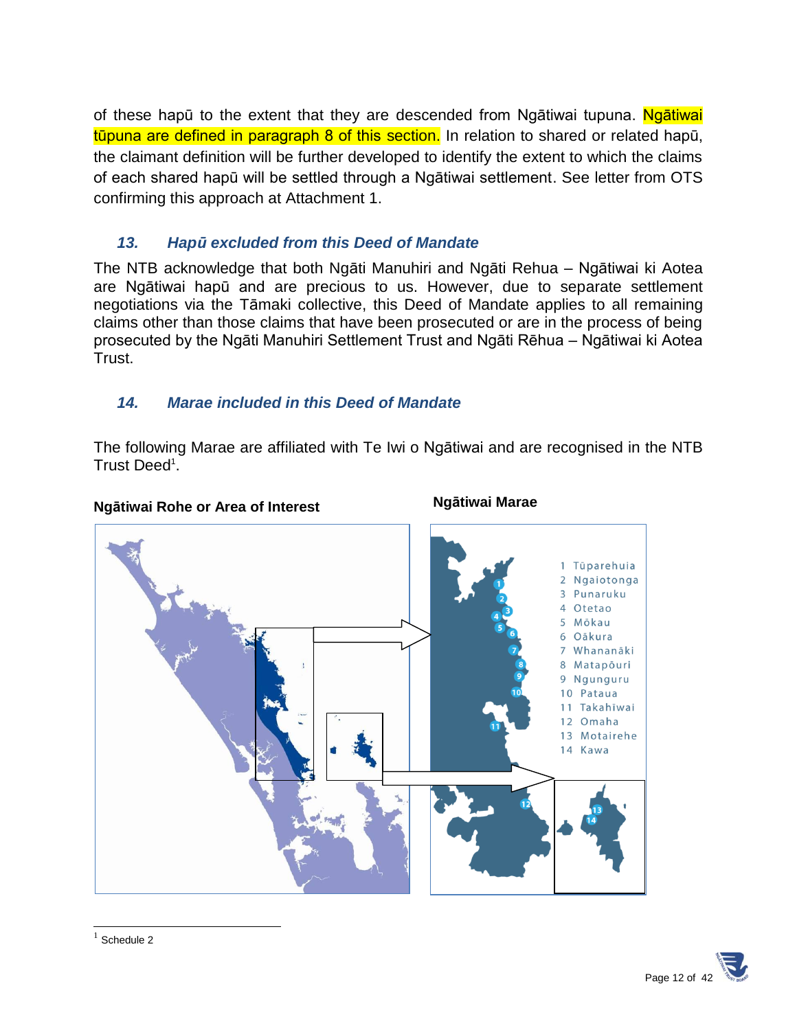of these hapū to the extent that they are descended from Ngātiwai tupuna. Ngātiwai tūpuna are defined in paragraph 8 of this section. In relation to shared or related hapū, the claimant definition will be further developed to identify the extent to which the claims of each shared hapū will be settled through a Ngātiwai settlement. See letter from OTS confirming this approach at Attachment 1.

### *13. Hapū excluded from this Deed of Mandate*

The NTB acknowledge that both Ngāti Manuhiri and Ngāti Rehua – Ngātiwai ki Aotea are Ngātiwai hapū and are precious to us. However, due to separate settlement negotiations via the Tāmaki collective, this Deed of Mandate applies to all remaining claims other than those claims that have been prosecuted or are in the process of being prosecuted by the Ngāti Manuhiri Settlement Trust and Ngāti Rēhua – Ngātiwai ki Aotea Trust.

### *14. Marae included in this Deed of Mandate*

The following Marae are affiliated with Te Iwi o Ngātiwai and are recognised in the NTB Trust Deed[1].

**Ngātiwai Rohe or Area of Interest**

**Ngātiwai Marae**

1. Tūparehuia
2. Ngaiotonga
3. Punaruku
4. Otetao
5. Mōkau
6. Oākura
7. Whananāki
8. Matapōuri
9. Ngunguru
10. Pataua
11. Takahīwai
12. Omaha
13. Motairehe
14. Kawa

---

[1] Schedule 2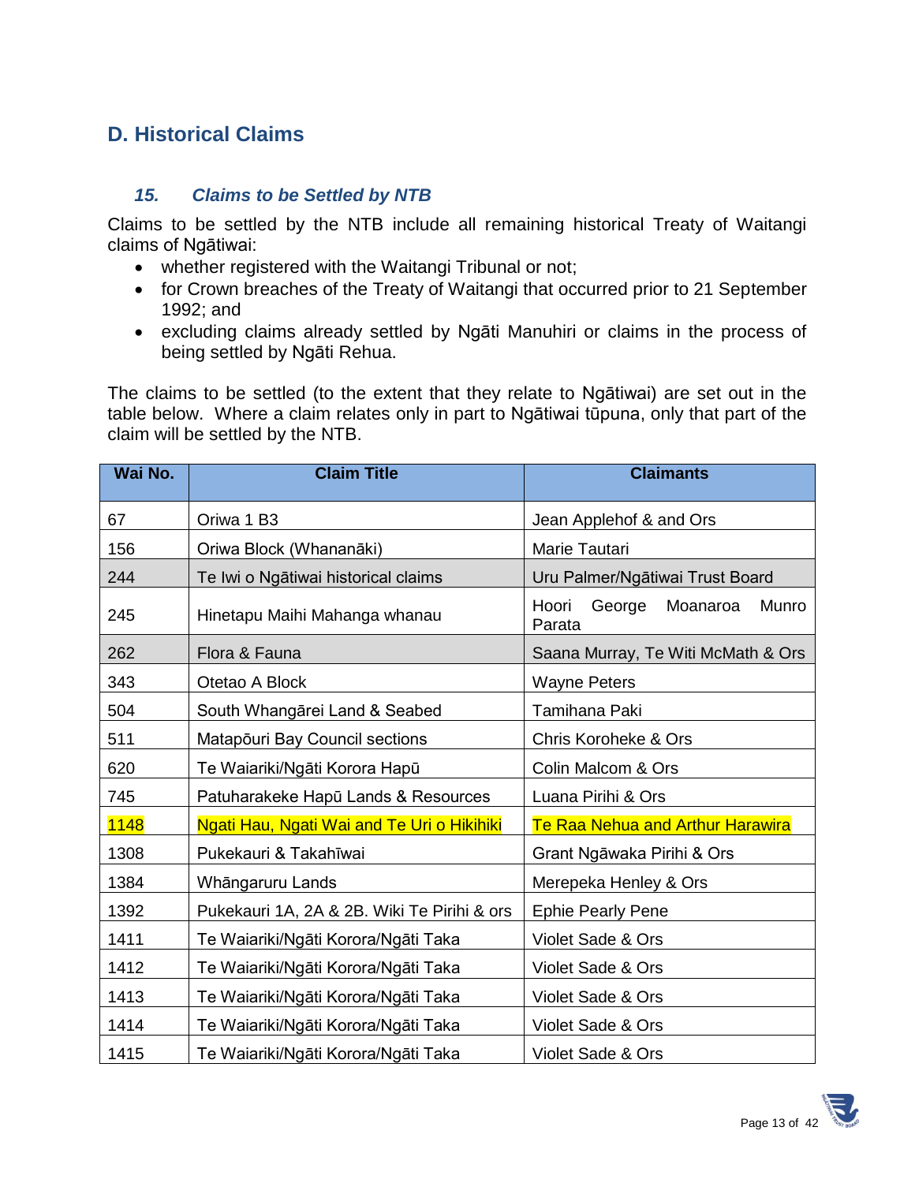## D. Historical Claims

### *15. Claims to be Settled by NTB*

Claims to be settled by the NTB include all remaining historical Treaty of Waitangi claims of Ngātiwai:

- whether registered with the Waitangi Tribunal or not;
- for Crown breaches of the Treaty of Waitangi that occurred prior to 21 September 1992; and
- excluding claims already settled by Ngāti Manuhiri or claims in the process of being settled by Ngāti Rehua.

The claims to be settled (to the extent that they relate to Ngātiwai) are set out in the table below. Where a claim relates only in part to Ngātiwai tūpuna, only that part of the claim will be settled by the NTB.

| Wai No. | Claim Title | Claimants |
|---|---|---|
| 67 | Oriwa 1 B3 | Jean Applehof & and Ors |
| 156 | Oriwa Block (Whananāki) | Marie Tautari |
| 244 | Te Iwi o Ngātiwai historical claims | Uru Palmer/Ngātiwai Trust Board |
| 245 | Hinetapu Maihi Mahanga whanau | Hoori George Moanaroa Munro Parata |
| 262 | Flora & Fauna | Saana Murray, Te Witi McMath & Ors |
| 343 | Otetao A Block | Wayne Peters |
| 504 | South Whangārei Land & Seabed | Tamihana Paki |
| 511 | Matapōuri Bay Council sections | Chris Koroheke & Ors |
| 620 | Te Waiariki/Ngāti Korora Hapū | Colin Malcom & Ors |
| 745 | Patuharakeke Hapū Lands & Resources | Luana Pirihi & Ors |
| 1148 | Ngati Hau, Ngati Wai and Te Uri o Hikihiki | Te Raa Nehua and Arthur Harawira |
| 1308 | Pukekauri & Takahīwai | Grant Ngāwaka Pirihi & Ors |
| 1384 | Whāngaruru Lands | Merepeka Henley & Ors |
| 1392 | Pukekauri 1A, 2A & 2B. Wiki Te Pirihi & ors | Ephie Pearly Pene |
| 1411 | Te Waiariki/Ngāti Korora/Ngāti Taka | Violet Sade & Ors |
| 1412 | Te Waiariki/Ngāti Korora/Ngāti Taka | Violet Sade & Ors |
| 1413 | Te Waiariki/Ngāti Korora/Ngāti Taka | Violet Sade & Ors |
| 1414 | Te Waiariki/Ngāti Korora/Ngāti Taka | Violet Sade & Ors |
| 1415 | Te Waiariki/Ngāti Korora/Ngāti Taka | Violet Sade & Ors |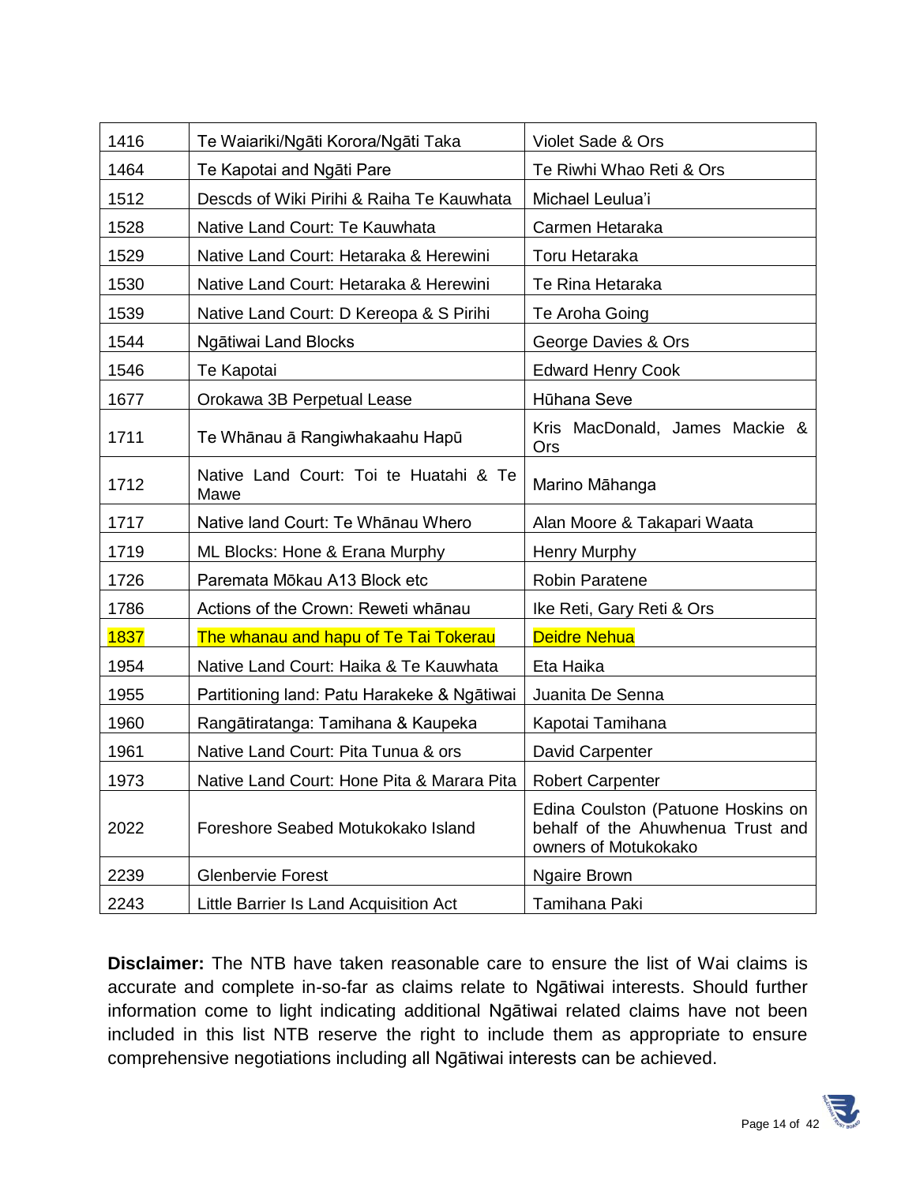| 1416 | Te Waiariki/Ngāti Korora/Ngāti Taka | Violet Sade & Ors |
|---|---|---|
| 1464 | Te Kapotai and Ngāti Pare | Te Riwhi Whao Reti & Ors |
| 1512 | Descds of Wiki Pirihi & Raiha Te Kauwhata | Michael Leulua'i |
| 1528 | Native Land Court: Te Kauwhata | Carmen Hetaraka |
| 1529 | Native Land Court: Hetaraka & Herewini | Toru Hetaraka |
| 1530 | Native Land Court: Hetaraka & Herewini | Te Rina Hetaraka |
| 1539 | Native Land Court: D Kereopa & S Pirihi | Te Aroha Going |
| 1544 | Ngātiwai Land Blocks | George Davies & Ors |
| 1546 | Te Kapotai | Edward Henry Cook |
| 1677 | Orokawa 3B Perpetual Lease | Hūhana Seve |
| 1711 | Te Whānau ā Rangiwhakaahu Hapū | Kris MacDonald, James Mackie & Ors |
| 1712 | Native Land Court: Toi te Huatahi & Te Mawe | Marino Māhanga |
| 1717 | Native land Court: Te Whānau Whero | Alan Moore & Takapari Waata |
| 1719 | ML Blocks: Hone & Erana Murphy | Henry Murphy |
| 1726 | Paremata Mōkau A13 Block etc | Robin Paratene |
| 1786 | Actions of the Crown: Reweti whānau | Ike Reti, Gary Reti & Ors |
| 1837 | The whanau and hapu of Te Tai Tokerau | Deidre Nehua |
| 1954 | Native Land Court: Haika & Te Kauwhata | Eta Haika |
| 1955 | Partitioning land: Patu Harakeke & Ngātiwai | Juanita De Senna |
| 1960 | Rangātiratanga: Tamihana & Kaupeka | Kapotai Tamihana |
| 1961 | Native Land Court: Pita Tunua & ors | David Carpenter |
| 1973 | Native Land Court: Hone Pita & Marara Pita | Robert Carpenter |
| 2022 | Foreshore Seabed Motukokako Island | Edina Coulston (Patuone Hoskins on behalf of the Ahuwhenua Trust and owners of Motukokako |
| 2239 | Glenbervie Forest | Ngaire Brown |
| 2243 | Little Barrier Is Land Acquisition Act | Tamihana Paki |

**Disclaimer:** The NTB have taken reasonable care to ensure the list of Wai claims is accurate and complete in-so-far as claims relate to Ngātiwai interests. Should further information come to light indicating additional Ngātiwai related claims have not been included in this list NTB reserve the right to include them as appropriate to ensure comprehensive negotiations including all Ngātiwai interests can be achieved.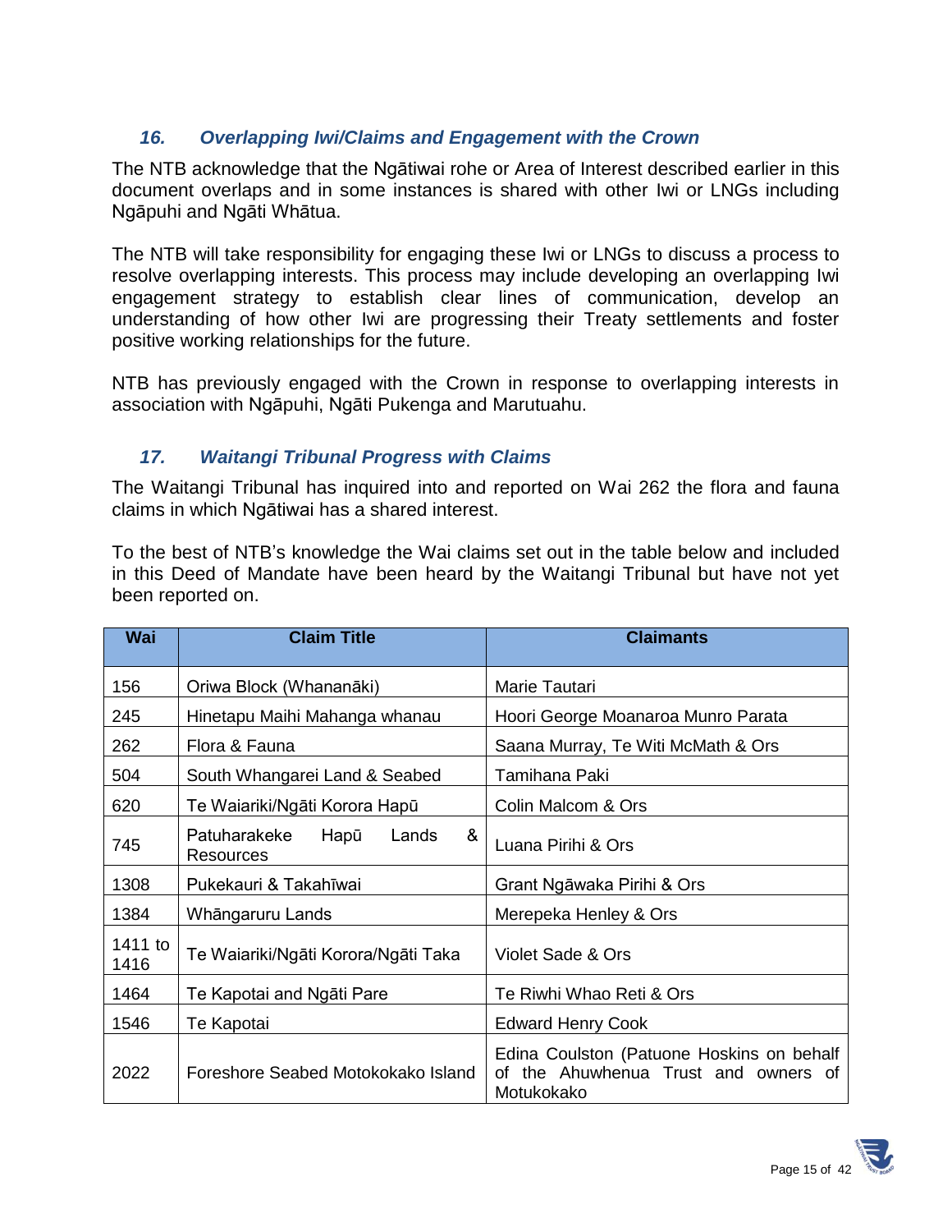### *16. Overlapping Iwi/Claims and Engagement with the Crown*

The NTB acknowledge that the Ngātiwai rohe or Area of Interest described earlier in this document overlaps and in some instances is shared with other Iwi or LNGs including Ngāpuhi and Ngāti Whātua.

The NTB will take responsibility for engaging these Iwi or LNGs to discuss a process to resolve overlapping interests. This process may include developing an overlapping Iwi engagement strategy to establish clear lines of communication, develop an understanding of how other Iwi are progressing their Treaty settlements and foster positive working relationships for the future.

NTB has previously engaged with the Crown in response to overlapping interests in association with Ngāpuhi, Ngāti Pukenga and Marutuahu.

### *17. Waitangi Tribunal Progress with Claims*

The Waitangi Tribunal has inquired into and reported on Wai 262 the flora and fauna claims in which Ngātiwai has a shared interest.

To the best of NTB's knowledge the Wai claims set out in the table below and included in this Deed of Mandate have been heard by the Waitangi Tribunal but have not yet been reported on.

| Wai | Claim Title | Claimants |
|---|---|---|
| 156 | Oriwa Block (Whananāki) | Marie Tautari |
| 245 | Hinetapu Maihi Mahanga whanau | Hoori George Moanaroa Munro Parata |
| 262 | Flora & Fauna | Saana Murray, Te Witi McMath & Ors |
| 504 | South Whangarei Land & Seabed | Tamihana Paki |
| 620 | Te Waiariki/Ngāti Korora Hapū | Colin Malcom & Ors |
| 745 | Patuharakeke Hapū Lands & Resources | Luana Pirihi & Ors |
| 1308 | Pukekauri & Takahīwai | Grant Ngāwaka Pirihi & Ors |
| 1384 | Whāngaruru Lands | Merepeka Henley & Ors |
| 1411 to 1416 | Te Waiariki/Ngāti Korora/Ngāti Taka | Violet Sade & Ors |
| 1464 | Te Kapotai and Ngāti Pare | Te Riwhi Whao Reti & Ors |
| 1546 | Te Kapotai | Edward Henry Cook |
| 2022 | Foreshore Seabed Motokokako Island | Edina Coulston (Patuone Hoskins on behalf of the Ahuwhenua Trust and owners of Motukokako |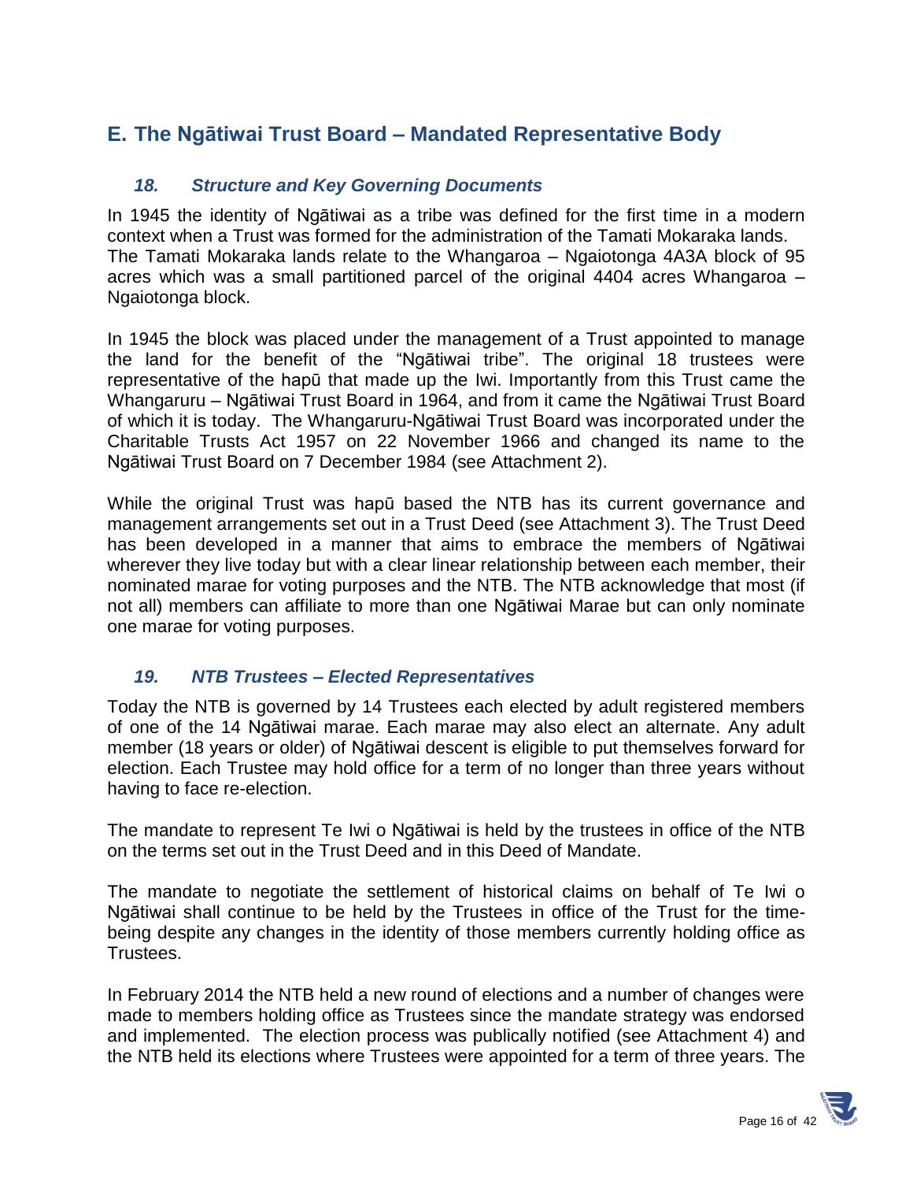## E. The Ngātiwai Trust Board – Mandated Representative Body

### *18. Structure and Key Governing Documents*

In 1945 the identity of Ngātiwai as a tribe was defined for the first time in a modern context when a Trust was formed for the administration of the Tamati Mokaraka lands. The Tamati Mokaraka lands relate to the Whangaroa – Ngaiotonga 4A3A block of 95 acres which was a small partitioned parcel of the original 4404 acres Whangaroa – Ngaiotonga block.

In 1945 the block was placed under the management of a Trust appointed to manage the land for the benefit of the "Ngātiwai tribe". The original 18 trustees were representative of the hapū that made up the Iwi. Importantly from this Trust came the Whangaruru – Ngātiwai Trust Board in 1964, and from it came the Ngātiwai Trust Board of which it is today. The Whangaruru-Ngātiwai Trust Board was incorporated under the Charitable Trusts Act 1957 on 22 November 1966 and changed its name to the Ngātiwai Trust Board on 7 December 1984 (see Attachment 2).

While the original Trust was hapū based the NTB has its current governance and management arrangements set out in a Trust Deed (see Attachment 3). The Trust Deed has been developed in a manner that aims to embrace the members of Ngātiwai wherever they live today but with a clear linear relationship between each member, their nominated marae for voting purposes and the NTB. The NTB acknowledge that most (if not all) members can affiliate to more than one Ngātiwai Marae but can only nominate one marae for voting purposes.

### *19. NTB Trustees – Elected Representatives*

Today the NTB is governed by 14 Trustees each elected by adult registered members of one of the 14 Ngātiwai marae. Each marae may also elect an alternate. Any adult member (18 years or older) of Ngātiwai descent is eligible to put themselves forward for election. Each Trustee may hold office for a term of no longer than three years without having to face re-election.

The mandate to represent Te Iwi o Ngātiwai is held by the trustees in office of the NTB on the terms set out in the Trust Deed and in this Deed of Mandate.

The mandate to negotiate the settlement of historical claims on behalf of Te Iwi o Ngātiwai shall continue to be held by the Trustees in office of the Trust for the time-being despite any changes in the identity of those members currently holding office as Trustees.

In February 2014 the NTB held a new round of elections and a number of changes were made to members holding office as Trustees since the mandate strategy was endorsed and implemented. The election process was publically notified (see Attachment 4) and the NTB held its elections where Trustees were appointed for a term of three years. The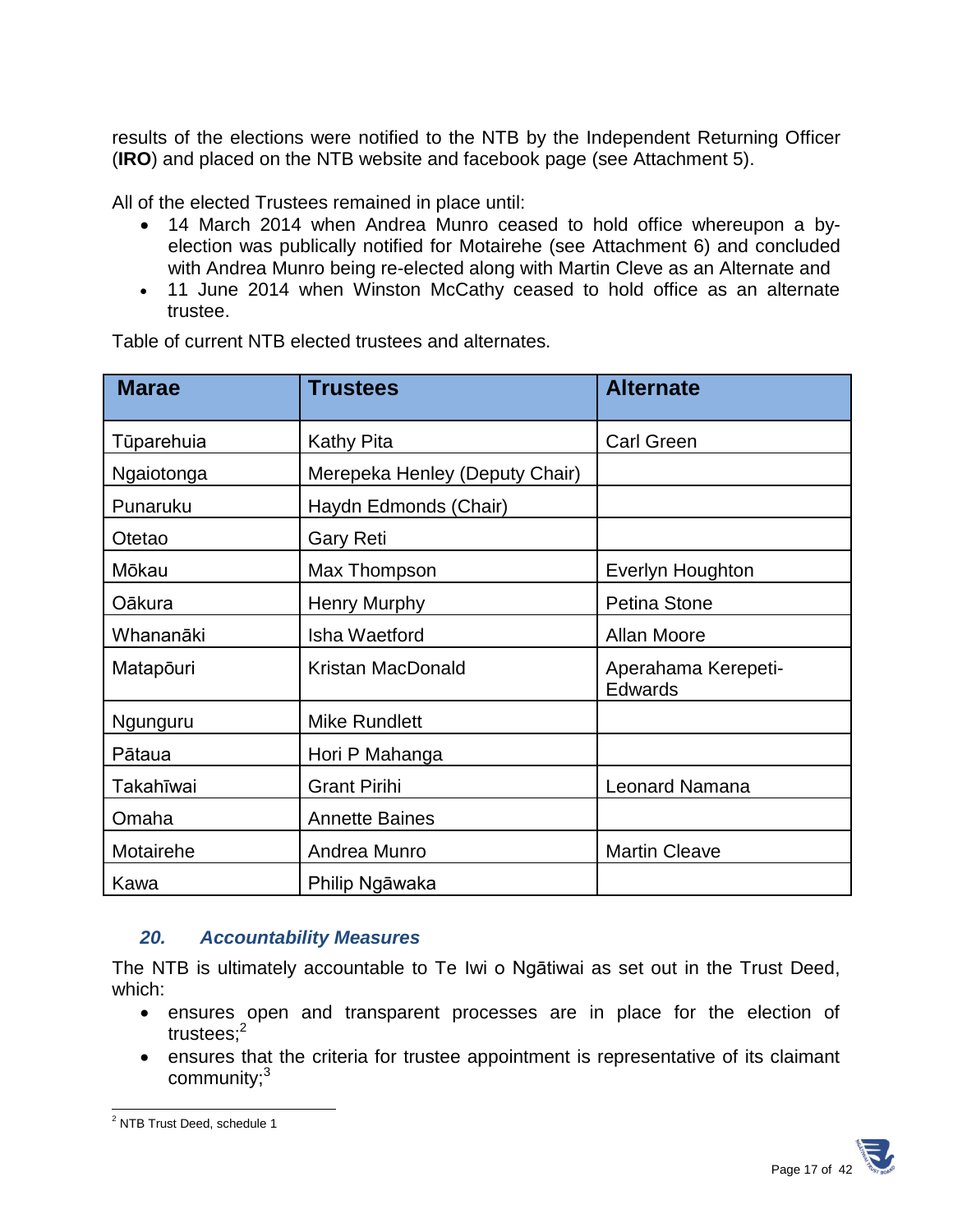results of the elections were notified to the NTB by the Independent Returning Officer (**IRO**) and placed on the NTB website and facebook page (see Attachment 5).

All of the elected Trustees remained in place until:

- 14 March 2014 when Andrea Munro ceased to hold office whereupon a by-election was publically notified for Motairehe (see Attachment 6) and concluded with Andrea Munro being re-elected along with Martin Cleve as an Alternate and
- 11 June 2014 when Winston McCathy ceased to hold office as an alternate trustee.

Table of current NTB elected trustees and alternates.

| Marae | Trustees | Alternate |
|---|---|---|
| Tūparehuia | Kathy Pita | Carl Green |
| Ngaiotonga | Merepeka Henley (Deputy Chair) | |
| Punaruku | Haydn Edmonds (Chair) | |
| Otetao | Gary Reti | |
| Mōkau | Max Thompson | Everlyn Houghton |
| Oākura | Henry Murphy | Petina Stone |
| Whananāki | Isha Waetford | Allan Moore |
| Matapōuri | Kristan MacDonald | Aperahama Kerepeti-Edwards |
| Ngunguru | Mike Rundlett | |
| Pātaua | Hori P Mahanga | |
| Takahīwai | Grant Pirihi | Leonard Namana |
| Omaha | Annette Baines | |
| Motairehe | Andrea Munro | Martin Cleave |
| Kawa | Philip Ngāwaka | |

### *20. Accountability Measures*

The NTB is ultimately accountable to Te Iwi o Ngātiwai as set out in the Trust Deed, which:

- ensures open and transparent processes are in place for the election of trustees;[2]
- ensures that the criteria for trustee appointment is representative of its claimant community;[3]

[2] NTB Trust Deed, schedule 1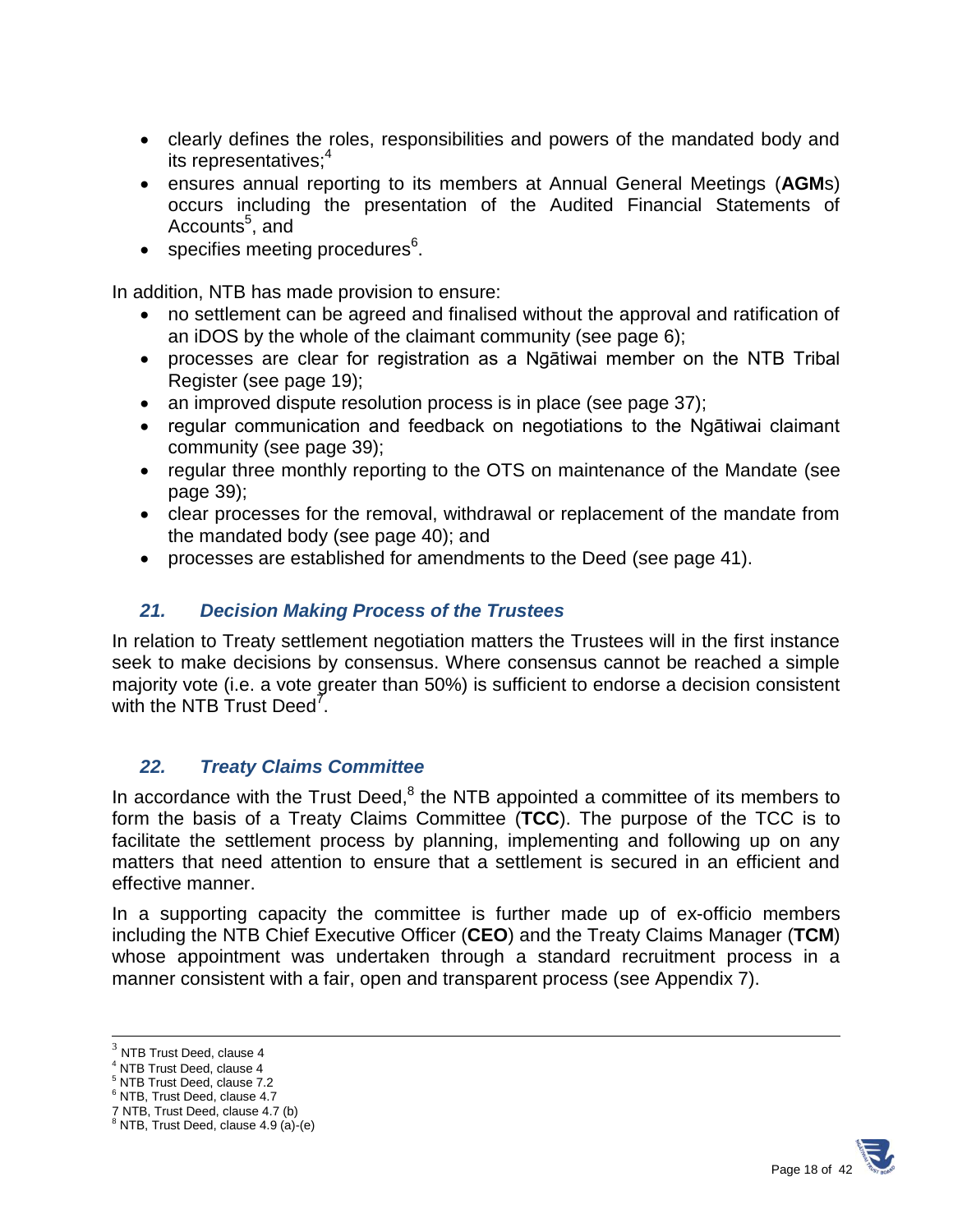- clearly defines the roles, responsibilities and powers of the mandated body and its representatives;[4]
- ensures annual reporting to its members at Annual General Meetings (**AGM**s) occurs including the presentation of the Audited Financial Statements of Accounts[5], and
- specifies meeting procedures[6].

In addition, NTB has made provision to ensure:

- no settlement can be agreed and finalised without the approval and ratification of an iDOS by the whole of the claimant community (see page 6);
- processes are clear for registration as a Ngātiwai member on the NTB Tribal Register (see page 19);
- an improved dispute resolution process is in place (see page 37);
- regular communication and feedback on negotiations to the Ngātiwai claimant community (see page 39);
- regular three monthly reporting to the OTS on maintenance of the Mandate (see page 39);
- clear processes for the removal, withdrawal or replacement of the mandate from the mandated body (see page 40); and
- processes are established for amendments to the Deed (see page 41).

### *21. Decision Making Process of the Trustees*

In relation to Treaty settlement negotiation matters the Trustees will in the first instance seek to make decisions by consensus. Where consensus cannot be reached a simple majority vote (i.e. a vote greater than 50%) is sufficient to endorse a decision consistent with the NTB Trust Deed[7].

### *22. Treaty Claims Committee*

In accordance with the Trust Deed,[8] the NTB appointed a committee of its members to form the basis of a Treaty Claims Committee (**TCC**). The purpose of the TCC is to facilitate the settlement process by planning, implementing and following up on any matters that need attention to ensure that a settlement is secured in an efficient and effective manner.

In a supporting capacity the committee is further made up of ex-officio members including the NTB Chief Executive Officer (**CEO**) and the Treaty Claims Manager (**TCM**) whose appointment was undertaken through a standard recruitment process in a manner consistent with a fair, open and transparent process (see Appendix 7).

---

[3] NTB Trust Deed, clause 4
[4] NTB Trust Deed, clause 4
[5] NTB Trust Deed, clause 7.2
[6] NTB, Trust Deed, clause 4.7
7 NTB, Trust Deed, clause 4.7 (b)
[8] NTB, Trust Deed, clause 4.9 (a)-(e)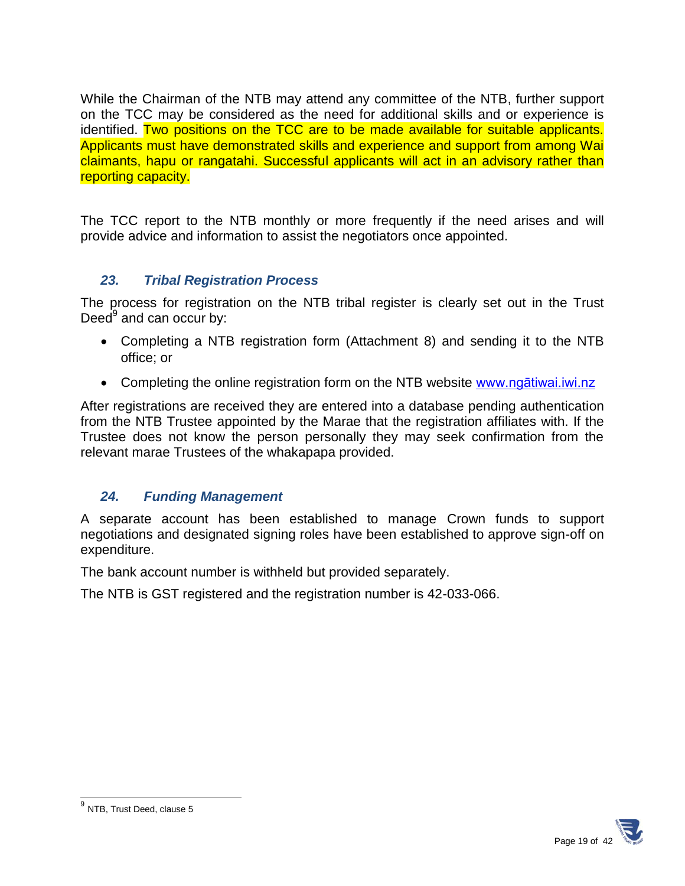While the Chairman of the NTB may attend any committee of the NTB, further support on the TCC may be considered as the need for additional skills and or experience is identified. Two positions on the TCC are to be made available for suitable applicants. Applicants must have demonstrated skills and experience and support from among Wai claimants, hapu or rangatahi. Successful applicants will act in an advisory rather than reporting capacity.

The TCC report to the NTB monthly or more frequently if the need arises and will provide advice and information to assist the negotiators once appointed.

### *23. Tribal Registration Process*

The process for registration on the NTB tribal register is clearly set out in the Trust Deed[9] and can occur by:

- Completing a NTB registration form (Attachment 8) and sending it to the NTB office; or
- Completing the online registration form on the NTB website www.ngātiwai.iwi.nz

After registrations are received they are entered into a database pending authentication from the NTB Trustee appointed by the Marae that the registration affiliates with. If the Trustee does not know the person personally they may seek confirmation from the relevant marae Trustees of the whakapapa provided.

### *24. Funding Management*

A separate account has been established to manage Crown funds to support negotiations and designated signing roles have been established to approve sign-off on expenditure.

The bank account number is withheld but provided separately.

The NTB is GST registered and the registration number is 42-033-066.

[9] NTB, Trust Deed, clause 5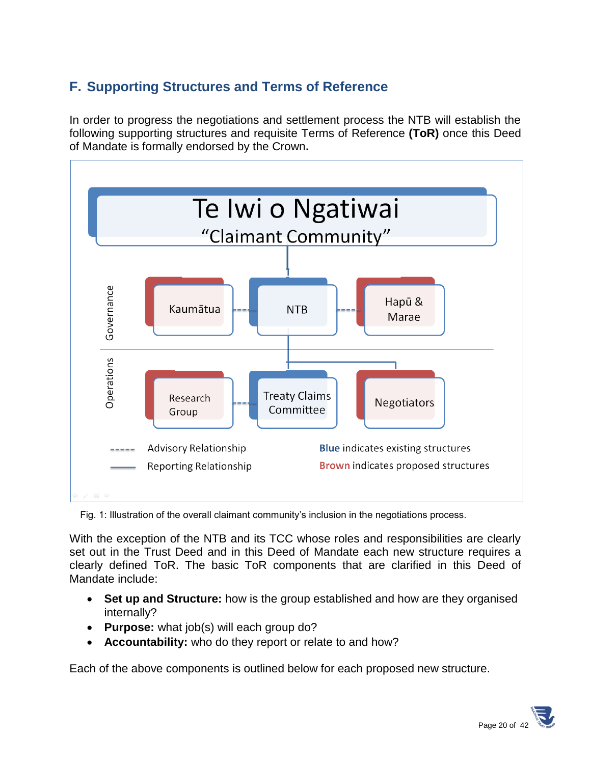## F. Supporting Structures and Terms of Reference

In order to progress the negotiations and settlement process the NTB will establish the following supporting structures and requisite Terms of Reference **(ToR)** once this Deed of Mandate is formally endorsed by the Crown**.**

Te Iwi o Ngatiwai
"Claimant Community"

Governance: Kaumātua, NTB, Hapū & Marae

Operations: Research Group, Treaty Claims Committee, Negotiators

Advisory Relationship (dashed line)
Reporting Relationship (solid line)

**Blue** indicates existing structures
**Brown** indicates proposed structures

Fig. 1: Illustration of the overall claimant community's inclusion in the negotiations process.

With the exception of the NTB and its TCC whose roles and responsibilities are clearly set out in the Trust Deed and in this Deed of Mandate each new structure requires a clearly defined ToR. The basic ToR components that are clarified in this Deed of Mandate include:

- **Set up and Structure:** how is the group established and how are they organised internally?
- **Purpose:** what job(s) will each group do?
- **Accountability:** who do they report or relate to and how?

Each of the above components is outlined below for each proposed new structure.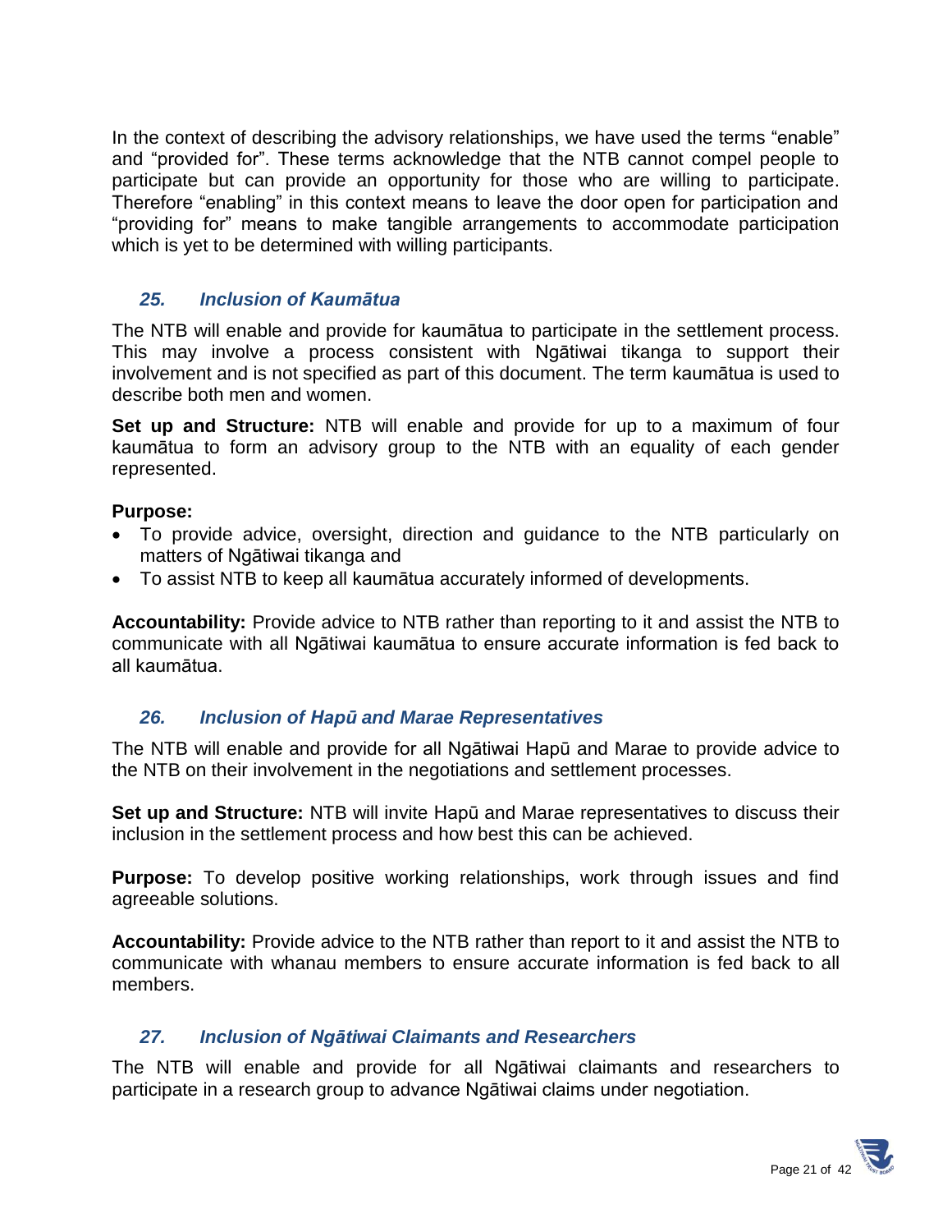In the context of describing the advisory relationships, we have used the terms "enable" and "provided for". These terms acknowledge that the NTB cannot compel people to participate but can provide an opportunity for those who are willing to participate. Therefore "enabling" in this context means to leave the door open for participation and "providing for" means to make tangible arrangements to accommodate participation which is yet to be determined with willing participants.

### *25. Inclusion of Kaumātua*

The NTB will enable and provide for kaumātua to participate in the settlement process. This may involve a process consistent with Ngātiwai tikanga to support their involvement and is not specified as part of this document. The term kaumātua is used to describe both men and women.

**Set up and Structure:** NTB will enable and provide for up to a maximum of four kaumātua to form an advisory group to the NTB with an equality of each gender represented.

**Purpose:**

- To provide advice, oversight, direction and guidance to the NTB particularly on matters of Ngātiwai tikanga and
- To assist NTB to keep all kaumātua accurately informed of developments.

**Accountability:** Provide advice to NTB rather than reporting to it and assist the NTB to communicate with all Ngātiwai kaumātua to ensure accurate information is fed back to all kaumātua.

### *26. Inclusion of Hapū and Marae Representatives*

The NTB will enable and provide for all Ngātiwai Hapū and Marae to provide advice to the NTB on their involvement in the negotiations and settlement processes.

**Set up and Structure:** NTB will invite Hapū and Marae representatives to discuss their inclusion in the settlement process and how best this can be achieved.

**Purpose:** To develop positive working relationships, work through issues and find agreeable solutions.

**Accountability:** Provide advice to the NTB rather than report to it and assist the NTB to communicate with whanau members to ensure accurate information is fed back to all members.

### *27. Inclusion of Ngātiwai Claimants and Researchers*

The NTB will enable and provide for all Ngātiwai claimants and researchers to participate in a research group to advance Ngātiwai claims under negotiation.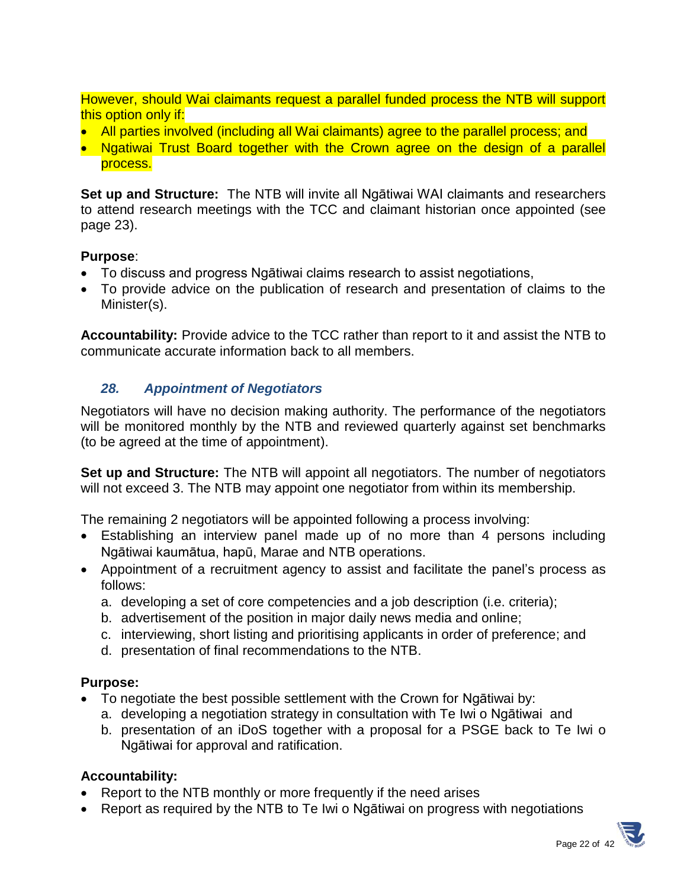However, should Wai claimants request a parallel funded process the NTB will support this option only if:

- All parties involved (including all Wai claimants) agree to the parallel process; and
- Ngatiwai Trust Board together with the Crown agree on the design of a parallel process.

**Set up and Structure:** The NTB will invite all Ngātiwai WAI claimants and researchers to attend research meetings with the TCC and claimant historian once appointed (see page 23).

**Purpose**:

- To discuss and progress Ngātiwai claims research to assist negotiations,
- To provide advice on the publication of research and presentation of claims to the Minister(s).

**Accountability:** Provide advice to the TCC rather than report to it and assist the NTB to communicate accurate information back to all members.

### *28. Appointment of Negotiators*

Negotiators will have no decision making authority. The performance of the negotiators will be monitored monthly by the NTB and reviewed quarterly against set benchmarks (to be agreed at the time of appointment).

**Set up and Structure:** The NTB will appoint all negotiators. The number of negotiators will not exceed 3. The NTB may appoint one negotiator from within its membership.

The remaining 2 negotiators will be appointed following a process involving:

- Establishing an interview panel made up of no more than 4 persons including Ngātiwai kaumātua, hapū, Marae and NTB operations.
- Appointment of a recruitment agency to assist and facilitate the panel's process as follows:
  a. developing a set of core competencies and a job description (i.e. criteria);
  b. advertisement of the position in major daily news media and online;
  c. interviewing, short listing and prioritising applicants in order of preference; and
  d. presentation of final recommendations to the NTB.

**Purpose:**

- To negotiate the best possible settlement with the Crown for Ngātiwai by:
  a. developing a negotiation strategy in consultation with Te Iwi o Ngātiwai and
  b. presentation of an iDoS together with a proposal for a PSGE back to Te Iwi o Ngātiwai for approval and ratification.

**Accountability:**

- Report to the NTB monthly or more frequently if the need arises
- Report as required by the NTB to Te Iwi o Ngātiwai on progress with negotiations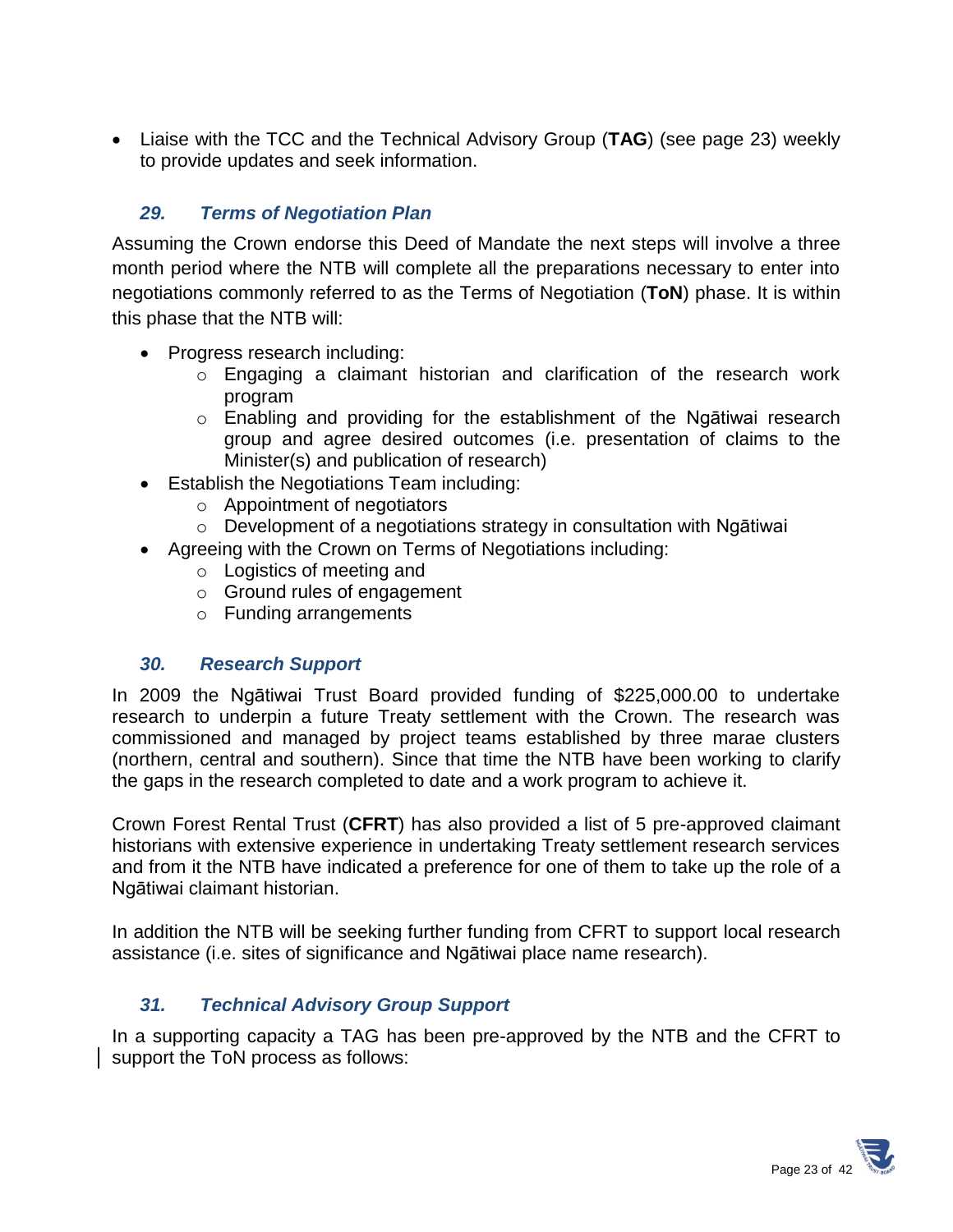- Liaise with the TCC and the Technical Advisory Group (**TAG**) (see page 23) weekly to provide updates and seek information.

### *29. Terms of Negotiation Plan*

Assuming the Crown endorse this Deed of Mandate the next steps will involve a three month period where the NTB will complete all the preparations necessary to enter into negotiations commonly referred to as the Terms of Negotiation (**ToN**) phase. It is within this phase that the NTB will:

- Progress research including:
  - Engaging a claimant historian and clarification of the research work program
  - Enabling and providing for the establishment of the Ngātiwai research group and agree desired outcomes (i.e. presentation of claims to the Minister(s) and publication of research)
- Establish the Negotiations Team including:
  - Appointment of negotiators
  - Development of a negotiations strategy in consultation with Ngātiwai
- Agreeing with the Crown on Terms of Negotiations including:
  - Logistics of meeting and
  - Ground rules of engagement
  - Funding arrangements

### *30. Research Support*

In 2009 the Ngātiwai Trust Board provided funding of $225,000.00 to undertake research to underpin a future Treaty settlement with the Crown. The research was commissioned and managed by project teams established by three marae clusters (northern, central and southern). Since that time the NTB have been working to clarify the gaps in the research completed to date and a work program to achieve it.

Crown Forest Rental Trust (**CFRT**) has also provided a list of 5 pre-approved claimant historians with extensive experience in undertaking Treaty settlement research services and from it the NTB have indicated a preference for one of them to take up the role of a Ngātiwai claimant historian.

In addition the NTB will be seeking further funding from CFRT to support local research assistance (i.e. sites of significance and Ngātiwai place name research).

### *31. Technical Advisory Group Support*

In a supporting capacity a TAG has been pre-approved by the NTB and the CFRT to support the ToN process as follows: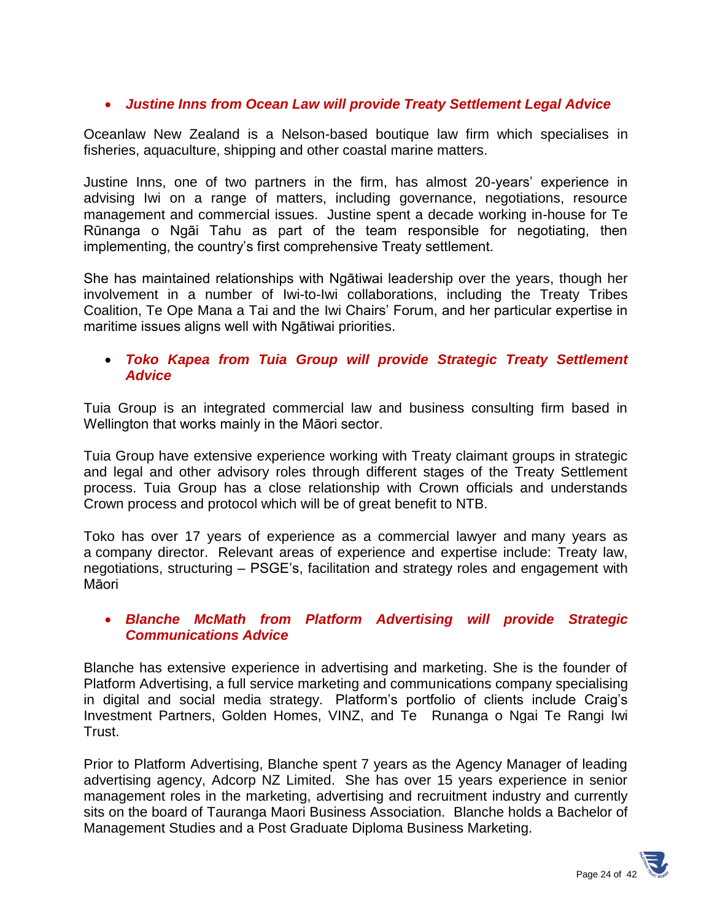- ***Justine Inns from Ocean Law will provide Treaty Settlement Legal Advice***

Oceanlaw New Zealand is a Nelson-based boutique law firm which specialises in fisheries, aquaculture, shipping and other coastal marine matters.

Justine Inns, one of two partners in the firm, has almost 20-years' experience in advising Iwi on a range of matters, including governance, negotiations, resource management and commercial issues. Justine spent a decade working in-house for Te Rūnanga o Ngāi Tahu as part of the team responsible for negotiating, then implementing, the country's first comprehensive Treaty settlement.

She has maintained relationships with Ngātiwai leadership over the years, though her involvement in a number of Iwi-to-Iwi collaborations, including the Treaty Tribes Coalition, Te Ope Mana a Tai and the Iwi Chairs' Forum, and her particular expertise in maritime issues aligns well with Ngātiwai priorities.

- ***Toko Kapea from Tuia Group will provide Strategic Treaty Settlement Advice***

Tuia Group is an integrated commercial law and business consulting firm based in Wellington that works mainly in the Māori sector.

Tuia Group have extensive experience working with Treaty claimant groups in strategic and legal and other advisory roles through different stages of the Treaty Settlement process. Tuia Group has a close relationship with Crown officials and understands Crown process and protocol which will be of great benefit to NTB.

Toko has over 17 years of experience as a commercial lawyer and many years as a company director. Relevant areas of experience and expertise include: Treaty law, negotiations, structuring – PSGE's, facilitation and strategy roles and engagement with Māori

- ***Blanche McMath from Platform Advertising will provide Strategic Communications Advice***

Blanche has extensive experience in advertising and marketing. She is the founder of Platform Advertising, a full service marketing and communications company specialising in digital and social media strategy. Platform's portfolio of clients include Craig's Investment Partners, Golden Homes, VINZ, and Te Runanga o Ngai Te Rangi Iwi Trust.

Prior to Platform Advertising, Blanche spent 7 years as the Agency Manager of leading advertising agency, Adcorp NZ Limited. She has over 15 years experience in senior management roles in the marketing, advertising and recruitment industry and currently sits on the board of Tauranga Maori Business Association. Blanche holds a Bachelor of Management Studies and a Post Graduate Diploma Business Marketing.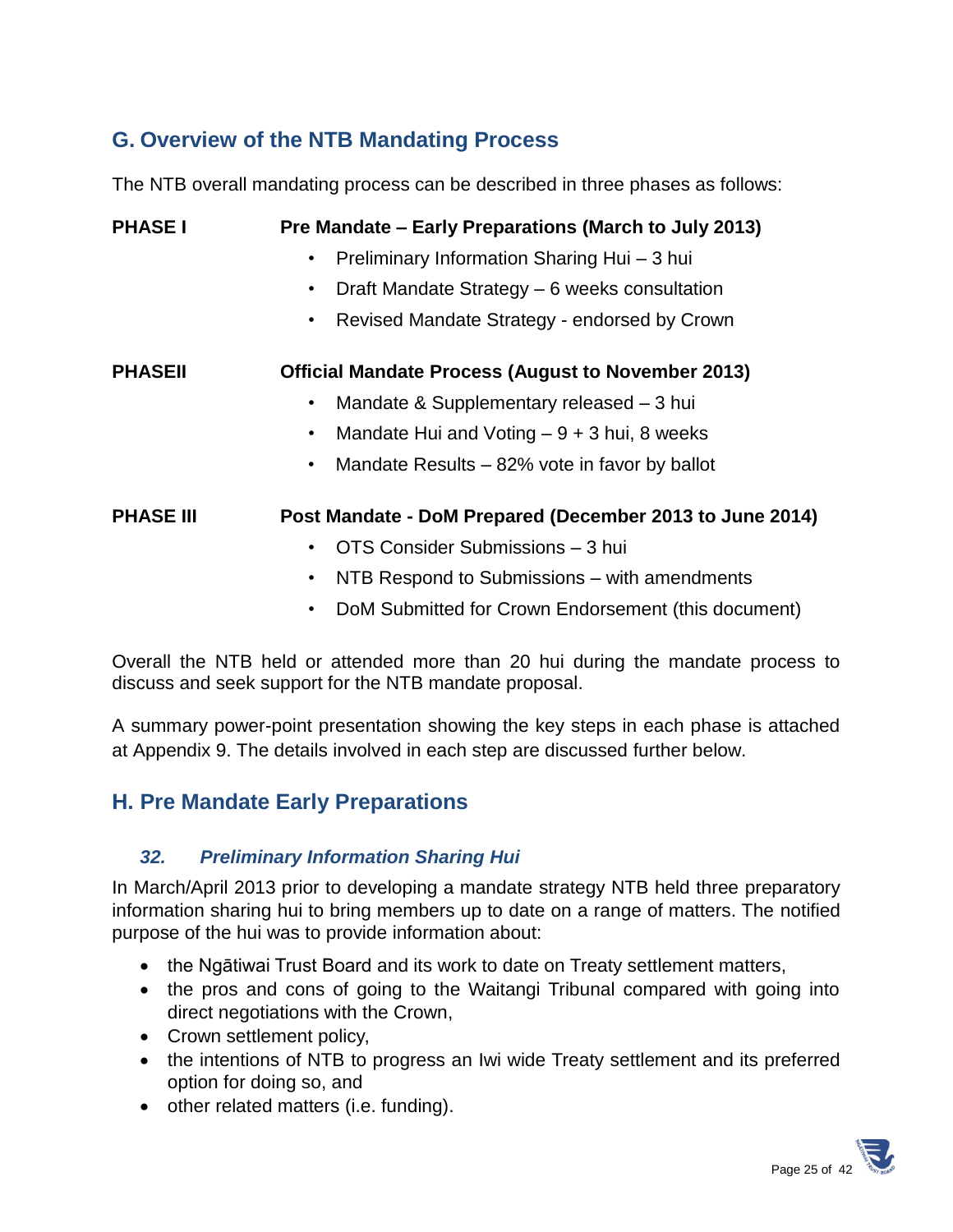## G. Overview of the NTB Mandating Process

The NTB overall mandating process can be described in three phases as follows:

**PHASE I** **Pre Mandate – Early Preparations (March to July 2013)**

- Preliminary Information Sharing Hui – 3 hui
- Draft Mandate Strategy – 6 weeks consultation
- Revised Mandate Strategy - endorsed by Crown

**PHASEII** **Official Mandate Process (August to November 2013)**

- Mandate & Supplementary released – 3 hui
- Mandate Hui and Voting – 9 + 3 hui, 8 weeks
- Mandate Results – 82% vote in favor by ballot

**PHASE III** **Post Mandate - DoM Prepared (December 2013 to June 2014)**

- OTS Consider Submissions – 3 hui
- NTB Respond to Submissions – with amendments
- DoM Submitted for Crown Endorsement (this document)

Overall the NTB held or attended more than 20 hui during the mandate process to discuss and seek support for the NTB mandate proposal.

A summary power-point presentation showing the key steps in each phase is attached at Appendix 9. The details involved in each step are discussed further below.

## H. Pre Mandate Early Preparations

### *32. Preliminary Information Sharing Hui*

In March/April 2013 prior to developing a mandate strategy NTB held three preparatory information sharing hui to bring members up to date on a range of matters. The notified purpose of the hui was to provide information about:

- the Ngātiwai Trust Board and its work to date on Treaty settlement matters,
- the pros and cons of going to the Waitangi Tribunal compared with going into direct negotiations with the Crown,
- Crown settlement policy,
- the intentions of NTB to progress an Iwi wide Treaty settlement and its preferred option for doing so, and
- other related matters (i.e. funding).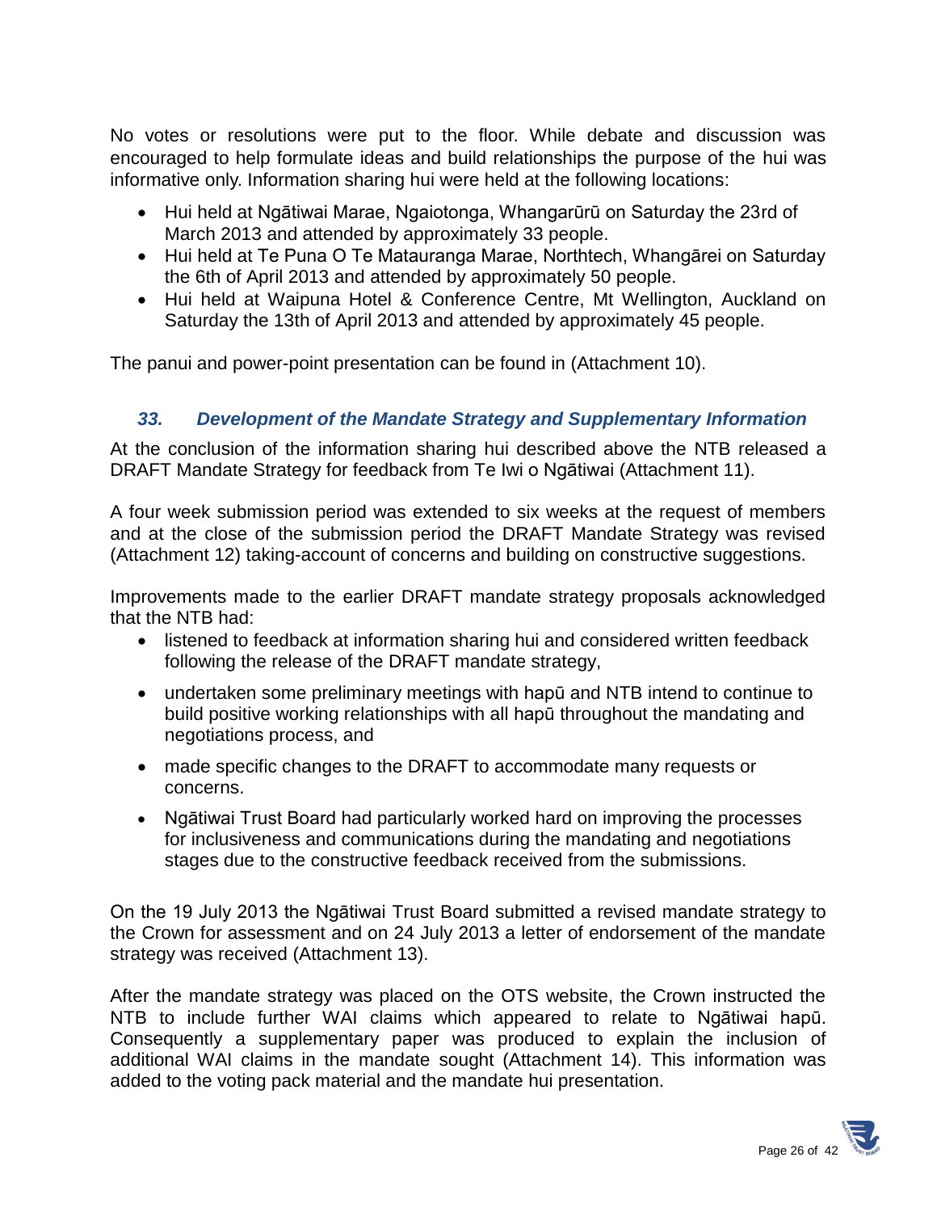No votes or resolutions were put to the floor. While debate and discussion was encouraged to help formulate ideas and build relationships the purpose of the hui was informative only. Information sharing hui were held at the following locations:

- Hui held at Ngātiwai Marae, Ngaiotonga, Whangarūrū on Saturday the 23rd of March 2013 and attended by approximately 33 people.
- Hui held at Te Puna O Te Matauranga Marae, Northtech, Whangārei on Saturday the 6th of April 2013 and attended by approximately 50 people.
- Hui held at Waipuna Hotel & Conference Centre, Mt Wellington, Auckland on Saturday the 13th of April 2013 and attended by approximately 45 people.

The panui and power-point presentation can be found in (Attachment 10).

### *33. Development of the Mandate Strategy and Supplementary Information*

At the conclusion of the information sharing hui described above the NTB released a DRAFT Mandate Strategy for feedback from Te Iwi o Ngātiwai (Attachment 11).

A four week submission period was extended to six weeks at the request of members and at the close of the submission period the DRAFT Mandate Strategy was revised (Attachment 12) taking-account of concerns and building on constructive suggestions.

Improvements made to the earlier DRAFT mandate strategy proposals acknowledged that the NTB had:

- listened to feedback at information sharing hui and considered written feedback following the release of the DRAFT mandate strategy,
- undertaken some preliminary meetings with hapū and NTB intend to continue to build positive working relationships with all hapū throughout the mandating and negotiations process, and
- made specific changes to the DRAFT to accommodate many requests or concerns.
- Ngātiwai Trust Board had particularly worked hard on improving the processes for inclusiveness and communications during the mandating and negotiations stages due to the constructive feedback received from the submissions.

On the 19 July 2013 the Ngātiwai Trust Board submitted a revised mandate strategy to the Crown for assessment and on 24 July 2013 a letter of endorsement of the mandate strategy was received (Attachment 13).

After the mandate strategy was placed on the OTS website, the Crown instructed the NTB to include further WAI claims which appeared to relate to Ngātiwai hapū. Consequently a supplementary paper was produced to explain the inclusion of additional WAI claims in the mandate sought (Attachment 14). This information was added to the voting pack material and the mandate hui presentation.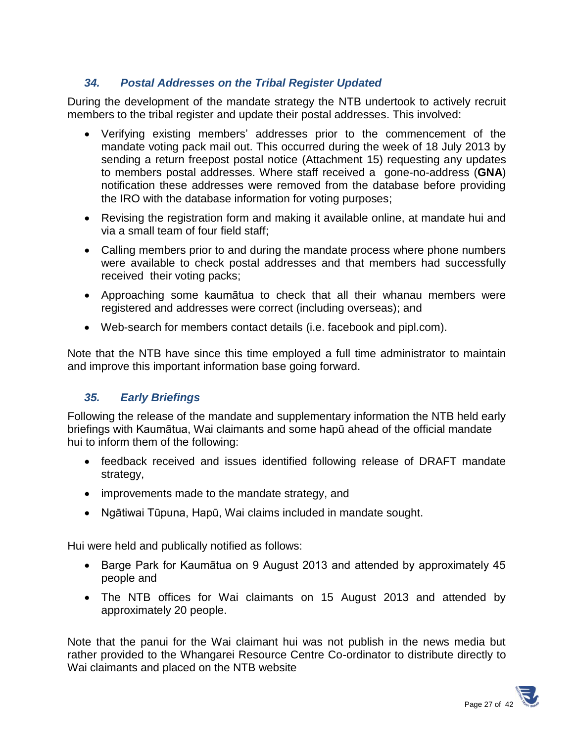### *34. Postal Addresses on the Tribal Register Updated*

During the development of the mandate strategy the NTB undertook to actively recruit members to the tribal register and update their postal addresses. This involved:

- Verifying existing members' addresses prior to the commencement of the mandate voting pack mail out. This occurred during the week of 18 July 2013 by sending a return freepost postal notice (Attachment 15) requesting any updates to members postal addresses. Where staff received a gone-no-address (**GNA**) notification these addresses were removed from the database before providing the IRO with the database information for voting purposes;
- Revising the registration form and making it available online, at mandate hui and via a small team of four field staff;
- Calling members prior to and during the mandate process where phone numbers were available to check postal addresses and that members had successfully received their voting packs;
- Approaching some kaumātua to check that all their whanau members were registered and addresses were correct (including overseas); and
- Web-search for members contact details (i.e. facebook and pipl.com).

Note that the NTB have since this time employed a full time administrator to maintain and improve this important information base going forward.

### *35. Early Briefings*

Following the release of the mandate and supplementary information the NTB held early briefings with Kaumātua, Wai claimants and some hapū ahead of the official mandate hui to inform them of the following:

- feedback received and issues identified following release of DRAFT mandate strategy,
- improvements made to the mandate strategy, and
- Ngātiwai Tūpuna, Hapū, Wai claims included in mandate sought.

Hui were held and publically notified as follows:

- Barge Park for Kaumātua on 9 August 2013 and attended by approximately 45 people and
- The NTB offices for Wai claimants on 15 August 2013 and attended by approximately 20 people.

Note that the panui for the Wai claimant hui was not publish in the news media but rather provided to the Whangarei Resource Centre Co-ordinator to distribute directly to Wai claimants and placed on the NTB website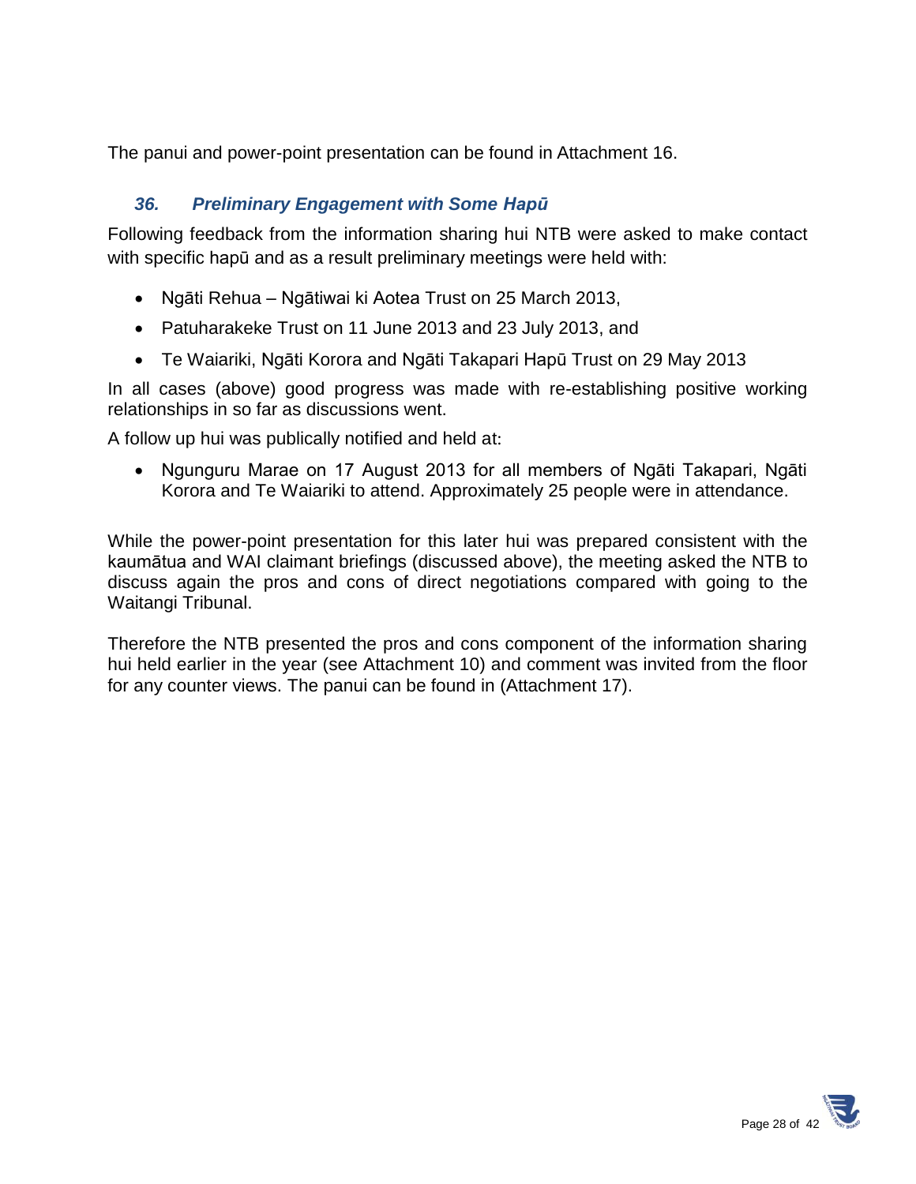The panui and power-point presentation can be found in Attachment 16.

### *36. Preliminary Engagement with Some Hapū*

Following feedback from the information sharing hui NTB were asked to make contact with specific hapū and as a result preliminary meetings were held with:

- Ngāti Rehua – Ngātiwai ki Aotea Trust on 25 March 2013,
- Patuharakeke Trust on 11 June 2013 and 23 July 2013, and
- Te Waiariki, Ngāti Korora and Ngāti Takapari Hapū Trust on 29 May 2013

In all cases (above) good progress was made with re-establishing positive working relationships in so far as discussions went.

A follow up hui was publically notified and held at:

- Ngunguru Marae on 17 August 2013 for all members of Ngāti Takapari, Ngāti Korora and Te Waiariki to attend. Approximately 25 people were in attendance.

While the power-point presentation for this later hui was prepared consistent with the kaumātua and WAI claimant briefings (discussed above), the meeting asked the NTB to discuss again the pros and cons of direct negotiations compared with going to the Waitangi Tribunal.

Therefore the NTB presented the pros and cons component of the information sharing hui held earlier in the year (see Attachment 10) and comment was invited from the floor for any counter views. The panui can be found in (Attachment 17).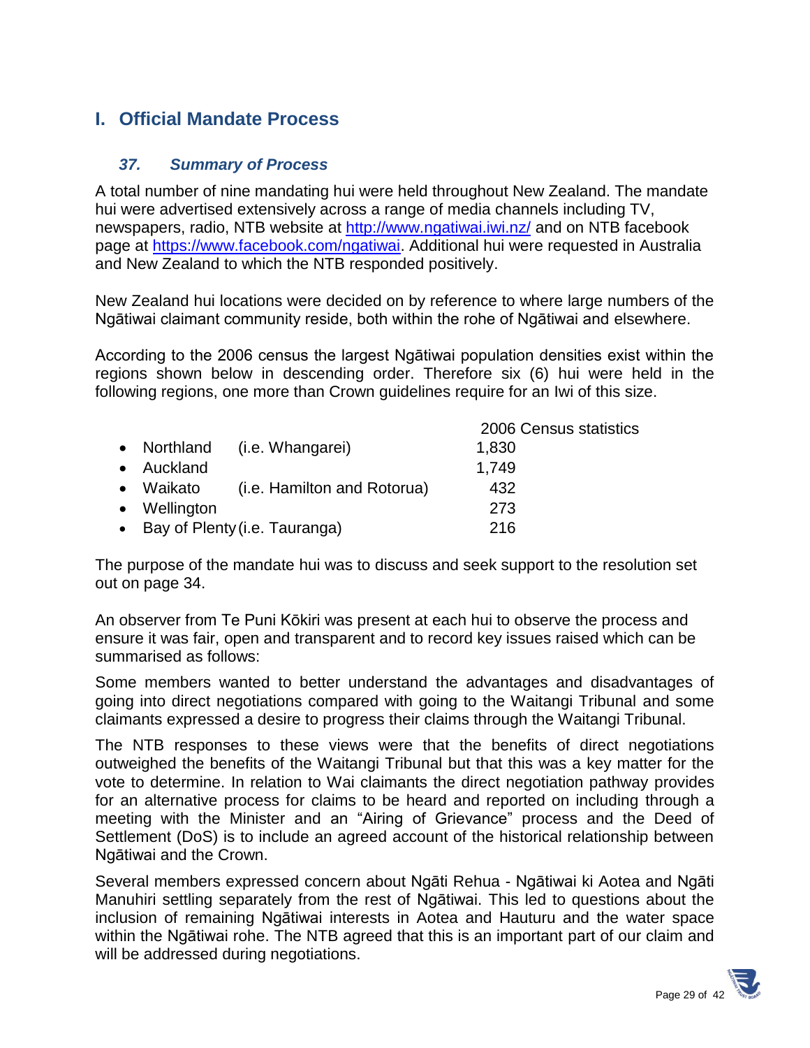## I. Official Mandate Process

### *37. Summary of Process*

A total number of nine mandating hui were held throughout New Zealand. The mandate hui were advertised extensively across a range of media channels including TV, newspapers, radio, NTB website at http://www.ngatiwai.iwi.nz/ and on NTB facebook page at https://www.facebook.com/ngatiwai. Additional hui were requested in Australia and New Zealand to which the NTB responded positively.

New Zealand hui locations were decided on by reference to where large numbers of the Ngātiwai claimant community reside, both within the rohe of Ngātiwai and elsewhere.

According to the 2006 census the largest Ngātiwai population densities exist within the regions shown below in descending order. Therefore six (6) hui were held in the following regions, one more than Crown guidelines require for an Iwi of this size.

| Region | | 2006 Census statistics |
|---|---|---|
| Northland | (i.e. Whangarei) | 1,830 |
| Auckland | | 1,749 |
| Waikato | (i.e. Hamilton and Rotorua) | 432 |
| Wellington | | 273 |
| Bay of Plenty | (i.e. Tauranga) | 216 |

The purpose of the mandate hui was to discuss and seek support to the resolution set out on page 34.

An observer from Te Puni Kōkiri was present at each hui to observe the process and ensure it was fair, open and transparent and to record key issues raised which can be summarised as follows:

Some members wanted to better understand the advantages and disadvantages of going into direct negotiations compared with going to the Waitangi Tribunal and some claimants expressed a desire to progress their claims through the Waitangi Tribunal.

The NTB responses to these views were that the benefits of direct negotiations outweighed the benefits of the Waitangi Tribunal but that this was a key matter for the vote to determine. In relation to Wai claimants the direct negotiation pathway provides for an alternative process for claims to be heard and reported on including through a meeting with the Minister and an "Airing of Grievance" process and the Deed of Settlement (DoS) is to include an agreed account of the historical relationship between Ngātiwai and the Crown.

Several members expressed concern about Ngāti Rehua - Ngātiwai ki Aotea and Ngāti Manuhiri settling separately from the rest of Ngātiwai. This led to questions about the inclusion of remaining Ngātiwai interests in Aotea and Hauturu and the water space within the Ngātiwai rohe. The NTB agreed that this is an important part of our claim and will be addressed during negotiations.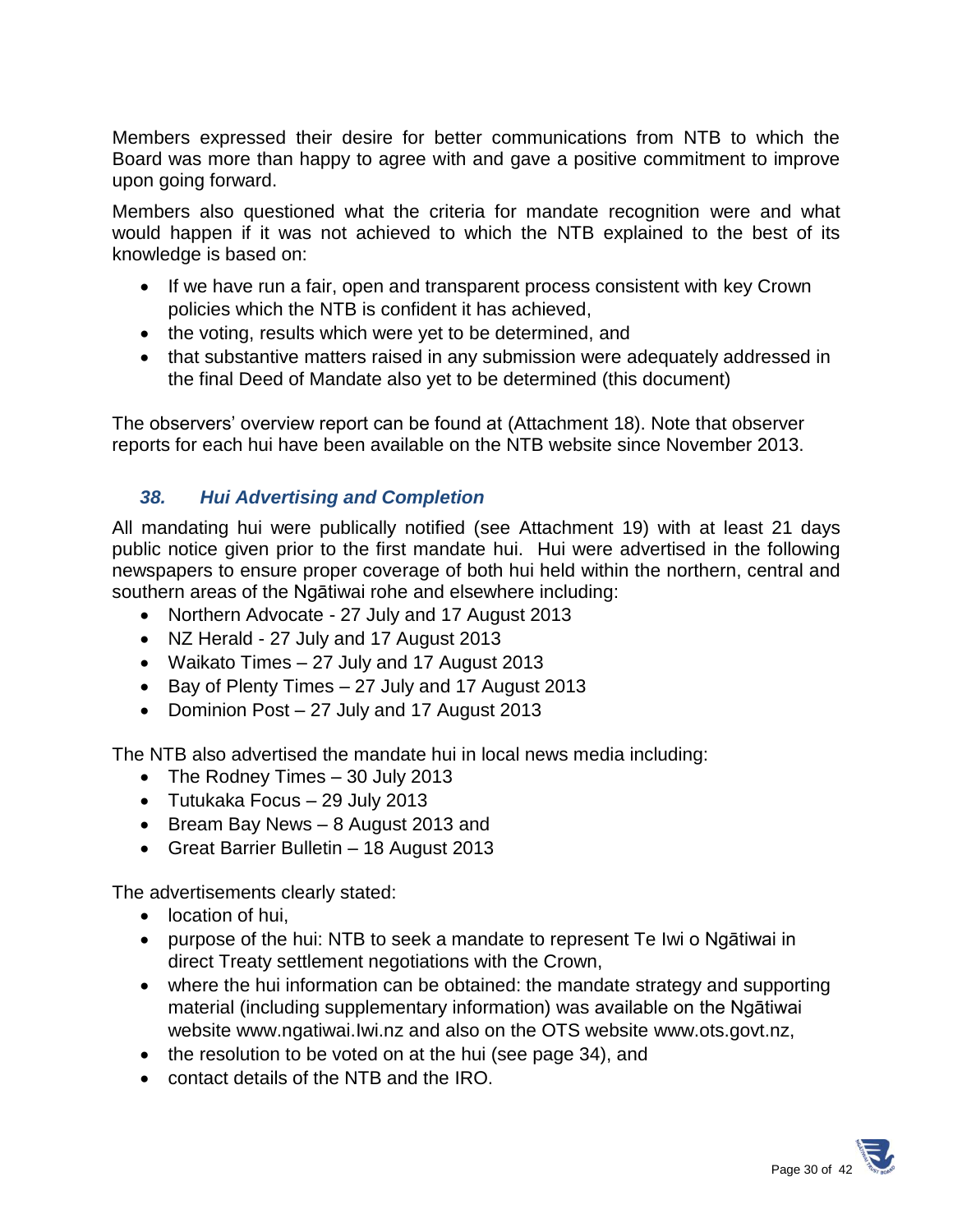Members expressed their desire for better communications from NTB to which the Board was more than happy to agree with and gave a positive commitment to improve upon going forward.

Members also questioned what the criteria for mandate recognition were and what would happen if it was not achieved to which the NTB explained to the best of its knowledge is based on:

- If we have run a fair, open and transparent process consistent with key Crown policies which the NTB is confident it has achieved,
- the voting, results which were yet to be determined, and
- that substantive matters raised in any submission were adequately addressed in the final Deed of Mandate also yet to be determined (this document)

The observers' overview report can be found at (Attachment 18). Note that observer reports for each hui have been available on the NTB website since November 2013.

### *38. Hui Advertising and Completion*

All mandating hui were publically notified (see Attachment 19) with at least 21 days public notice given prior to the first mandate hui. Hui were advertised in the following newspapers to ensure proper coverage of both hui held within the northern, central and southern areas of the Ngātiwai rohe and elsewhere including:

- Northern Advocate - 27 July and 17 August 2013
- NZ Herald - 27 July and 17 August 2013
- Waikato Times – 27 July and 17 August 2013
- Bay of Plenty Times – 27 July and 17 August 2013
- Dominion Post – 27 July and 17 August 2013

The NTB also advertised the mandate hui in local news media including:

- The Rodney Times – 30 July 2013
- Tutukaka Focus – 29 July 2013
- Bream Bay News – 8 August 2013 and
- Great Barrier Bulletin – 18 August 2013

The advertisements clearly stated:

- location of hui,
- purpose of the hui: NTB to seek a mandate to represent Te Iwi o Ngātiwai in direct Treaty settlement negotiations with the Crown,
- where the hui information can be obtained: the mandate strategy and supporting material (including supplementary information) was available on the Ngātiwai website www.ngatiwai.Iwi.nz and also on the OTS website www.ots.govt.nz,
- the resolution to be voted on at the hui (see page 34), and
- contact details of the NTB and the IRO.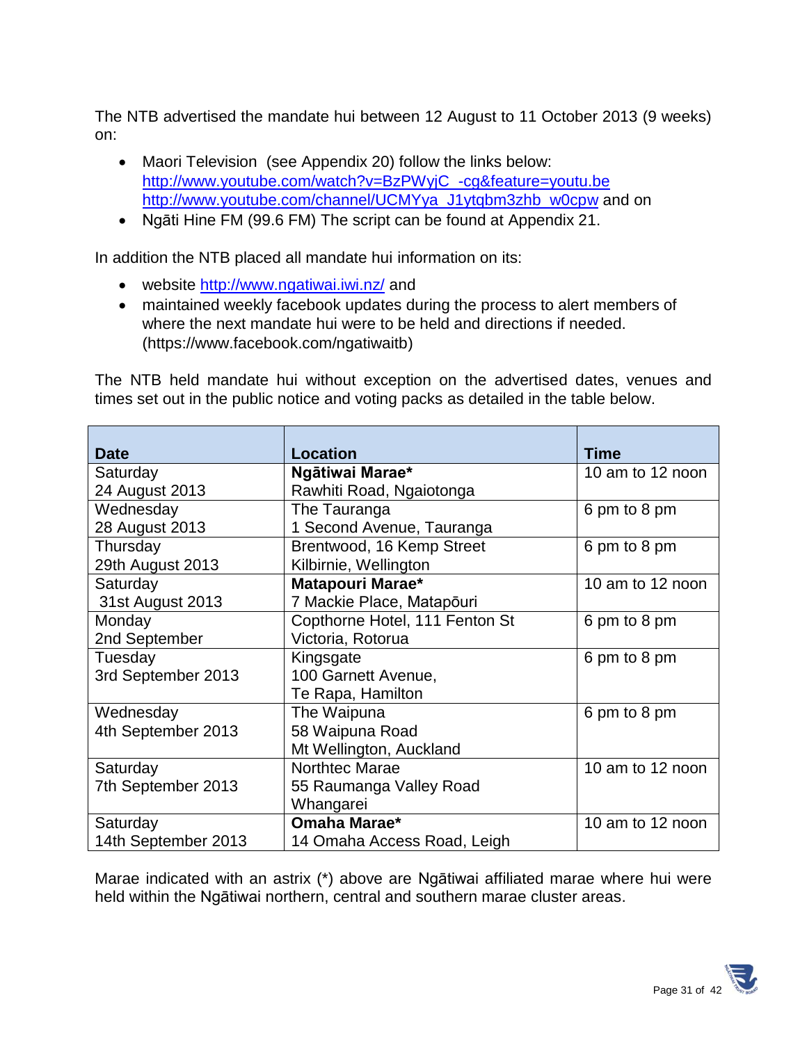The NTB advertised the mandate hui between 12 August to 11 October 2013 (9 weeks) on:

- Maori Television (see Appendix 20) follow the links below: [http://www.youtube.com/watch?v=BzPWyjC_-cg&feature=youtu.be](http://www.youtube.com/watch?v=BzPWyjC_-cg&feature=youtu.be) [http://www.youtube.com/channel/UCMYya_J1ytqbm3zhb_w0cpw](http://www.youtube.com/channel/UCMYya_J1ytqbm3zhb_w0cpw) and on
- Ngāti Hine FM (99.6 FM) The script can be found at Appendix 21.

In addition the NTB placed all mandate hui information on its:

- website [http://www.ngatiwai.iwi.nz/](http://www.ngatiwai.iwi.nz/) and
- maintained weekly facebook updates during the process to alert members of where the next mandate hui were to be held and directions if needed. (https://www.facebook.com/ngatiwaitb)

The NTB held mandate hui without exception on the advertised dates, venues and times set out in the public notice and voting packs as detailed in the table below.

| Date | Location | Time |
|---|---|---|
| Saturday 24 August 2013 | **Ngātiwai Marae*** Rawhiti Road, Ngaiotonga | 10 am to 12 noon |
| Wednesday 28 August 2013 | The Tauranga 1 Second Avenue, Tauranga | 6 pm to 8 pm |
| Thursday 29th August 2013 | Brentwood, 16 Kemp Street Kilbirnie, Wellington | 6 pm to 8 pm |
| Saturday 31st August 2013 | **Matapouri Marae*** 7 Mackie Place, Matapōuri | 10 am to 12 noon |
| Monday 2nd September | Copthorne Hotel, 111 Fenton St Victoria, Rotorua | 6 pm to 8 pm |
| Tuesday 3rd September 2013 | Kingsgate 100 Garnett Avenue, Te Rapa, Hamilton | 6 pm to 8 pm |
| Wednesday 4th September 2013 | The Waipuna 58 Waipuna Road Mt Wellington, Auckland | 6 pm to 8 pm |
| Saturday 7th September 2013 | Northtec Marae 55 Raumanga Valley Road Whangarei | 10 am to 12 noon |
| Saturday 14th September 2013 | **Omaha Marae*** 14 Omaha Access Road, Leigh | 10 am to 12 noon |

Marae indicated with an astrix (*) above are Ngātiwai affiliated marae where hui were held within the Ngātiwai northern, central and southern marae cluster areas.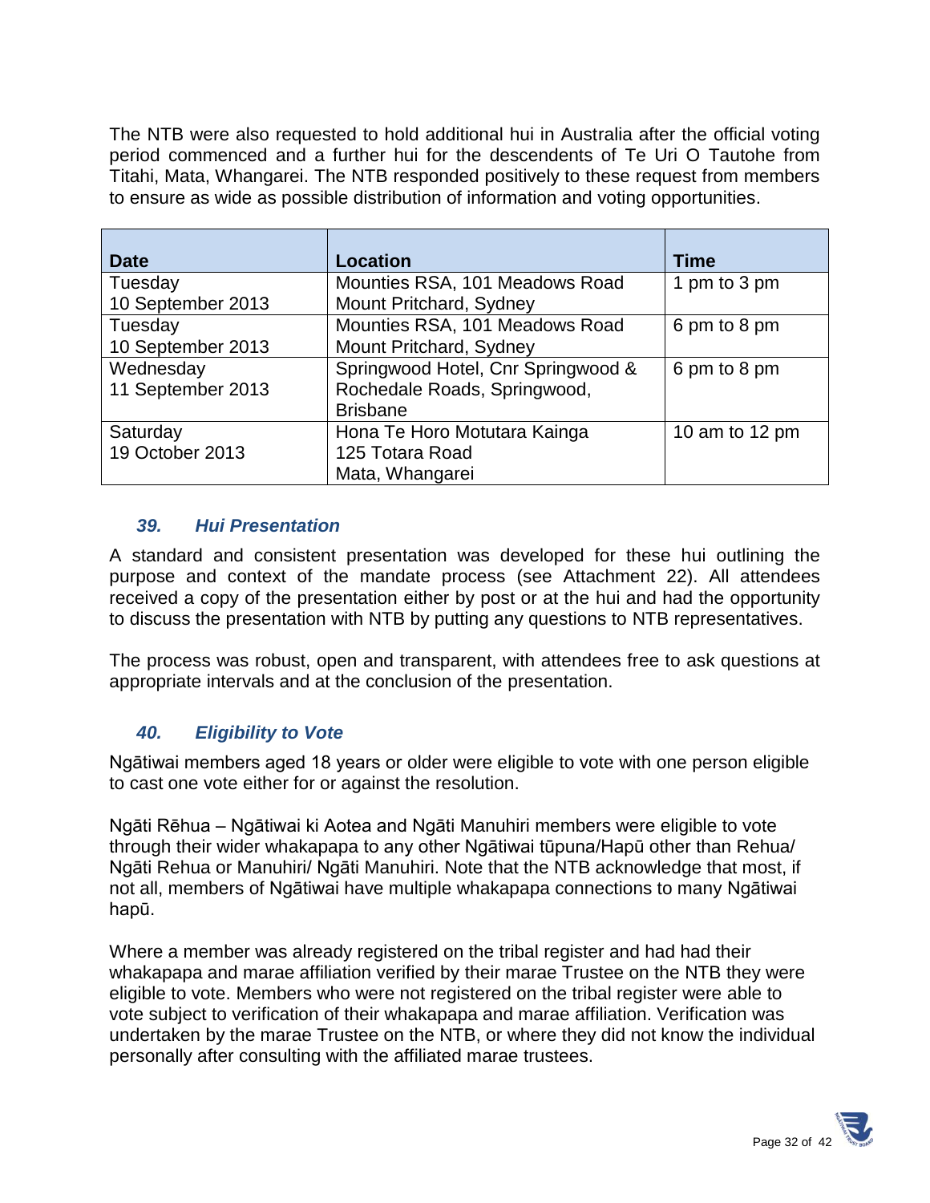The NTB were also requested to hold additional hui in Australia after the official voting period commenced and a further hui for the descendents of Te Uri O Tautohe from Titahi, Mata, Whangarei. The NTB responded positively to these request from members to ensure as wide as possible distribution of information and voting opportunities.

| Date | Location | Time |
|---|---|---|
| Tuesday<br>10 September 2013 | Mounties RSA, 101 Meadows Road<br>Mount Pritchard, Sydney | 1 pm to 3 pm |
| Tuesday<br>10 September 2013 | Mounties RSA, 101 Meadows Road<br>Mount Pritchard, Sydney | 6 pm to 8 pm |
| Wednesday<br>11 September 2013 | Springwood Hotel, Cnr Springwood &<br>Rochedale Roads, Springwood,<br>Brisbane | 6 pm to 8 pm |
| Saturday<br>19 October 2013 | Hona Te Horo Motutara Kainga<br>125 Totara Road<br>Mata, Whangarei | 10 am to 12 pm |

### *39. Hui Presentation*

A standard and consistent presentation was developed for these hui outlining the purpose and context of the mandate process (see Attachment 22). All attendees received a copy of the presentation either by post or at the hui and had the opportunity to discuss the presentation with NTB by putting any questions to NTB representatives.

The process was robust, open and transparent, with attendees free to ask questions at appropriate intervals and at the conclusion of the presentation.

### *40. Eligibility to Vote*

Ngātiwai members aged 18 years or older were eligible to vote with one person eligible to cast one vote either for or against the resolution.

Ngāti Rēhua – Ngātiwai ki Aotea and Ngāti Manuhiri members were eligible to vote through their wider whakapapa to any other Ngātiwai tūpuna/Hapū other than Rehua/ Ngāti Rehua or Manuhiri/ Ngāti Manuhiri. Note that the NTB acknowledge that most, if not all, members of Ngātiwai have multiple whakapapa connections to many Ngātiwai hapū.

Where a member was already registered on the tribal register and had had their whakapapa and marae affiliation verified by their marae Trustee on the NTB they were eligible to vote. Members who were not registered on the tribal register were able to vote subject to verification of their whakapapa and marae affiliation. Verification was undertaken by the marae Trustee on the NTB, or where they did not know the individual personally after consulting with the affiliated marae trustees.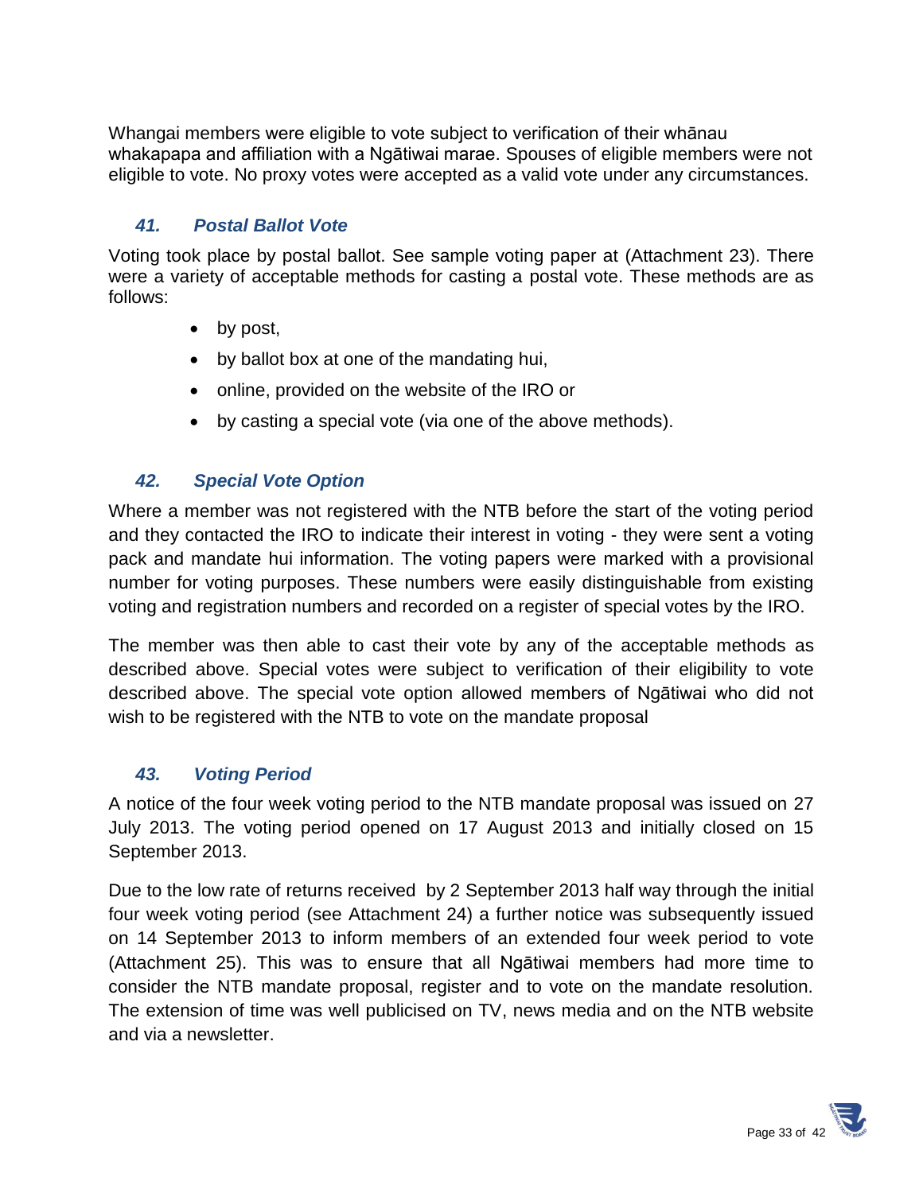Whangai members were eligible to vote subject to verification of their whānau whakapapa and affiliation with a Ngātiwai marae. Spouses of eligible members were not eligible to vote. No proxy votes were accepted as a valid vote under any circumstances.

### *41. Postal Ballot Vote*

Voting took place by postal ballot. See sample voting paper at (Attachment 23). There were a variety of acceptable methods for casting a postal vote. These methods are as follows:

- by post,
- by ballot box at one of the mandating hui,
- online, provided on the website of the IRO or
- by casting a special vote (via one of the above methods).

### *42. Special Vote Option*

Where a member was not registered with the NTB before the start of the voting period and they contacted the IRO to indicate their interest in voting - they were sent a voting pack and mandate hui information. The voting papers were marked with a provisional number for voting purposes. These numbers were easily distinguishable from existing voting and registration numbers and recorded on a register of special votes by the IRO.

The member was then able to cast their vote by any of the acceptable methods as described above. Special votes were subject to verification of their eligibility to vote described above. The special vote option allowed members of Ngātiwai who did not wish to be registered with the NTB to vote on the mandate proposal

### *43. Voting Period*

A notice of the four week voting period to the NTB mandate proposal was issued on 27 July 2013. The voting period opened on 17 August 2013 and initially closed on 15 September 2013.

Due to the low rate of returns received by 2 September 2013 half way through the initial four week voting period (see Attachment 24) a further notice was subsequently issued on 14 September 2013 to inform members of an extended four week period to vote (Attachment 25). This was to ensure that all Ngātiwai members had more time to consider the NTB mandate proposal, register and to vote on the mandate resolution. The extension of time was well publicised on TV, news media and on the NTB website and via a newsletter.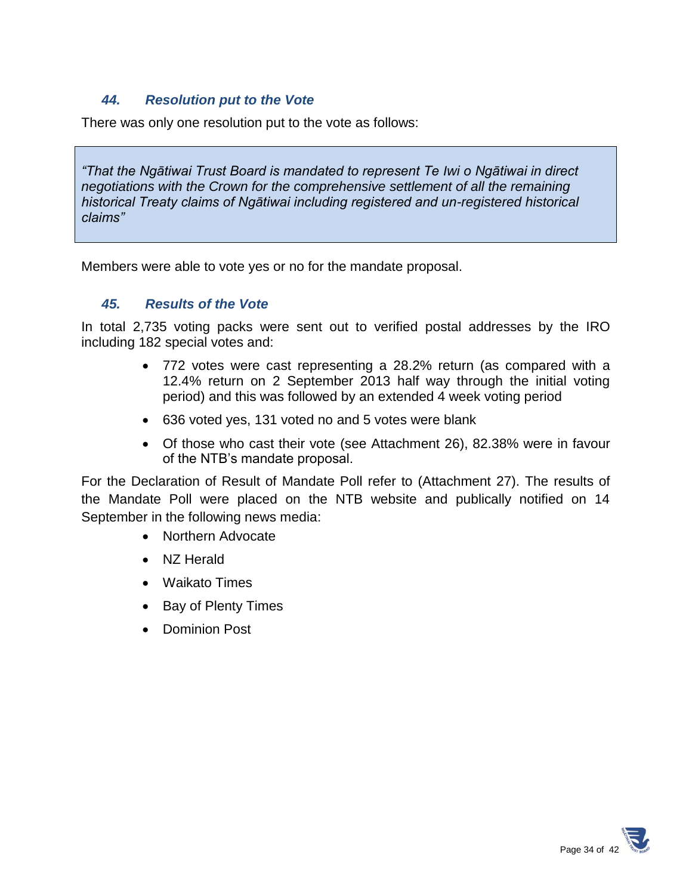### *44. Resolution put to the Vote*

There was only one resolution put to the vote as follows:

> *"That the Ngātiwai Trust Board is mandated to represent Te Iwi o Ngātiwai in direct negotiations with the Crown for the comprehensive settlement of all the remaining historical Treaty claims of Ngātiwai including registered and un-registered historical claims"*

Members were able to vote yes or no for the mandate proposal.

### *45. Results of the Vote*

In total 2,735 voting packs were sent out to verified postal addresses by the IRO including 182 special votes and:

- 772 votes were cast representing a 28.2% return (as compared with a 12.4% return on 2 September 2013 half way through the initial voting period) and this was followed by an extended 4 week voting period
- 636 voted yes, 131 voted no and 5 votes were blank
- Of those who cast their vote (see Attachment 26), 82.38% were in favour of the NTB's mandate proposal.

For the Declaration of Result of Mandate Poll refer to (Attachment 27). The results of the Mandate Poll were placed on the NTB website and publically notified on 14 September in the following news media:

- Northern Advocate
- NZ Herald
- Waikato Times
- Bay of Plenty Times
- Dominion Post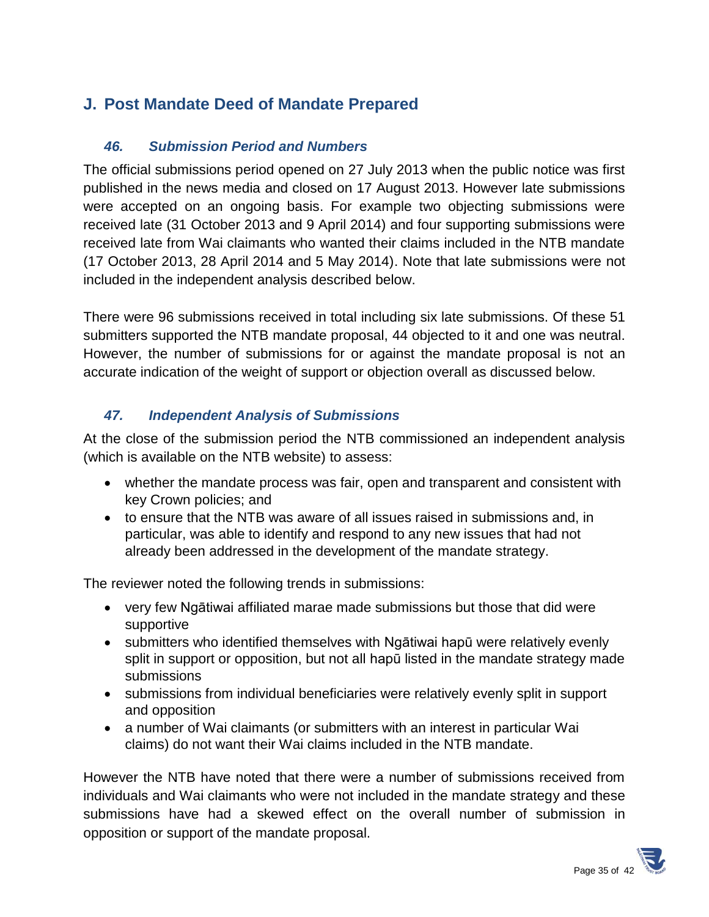## J. Post Mandate Deed of Mandate Prepared

### *46. Submission Period and Numbers*

The official submissions period opened on 27 July 2013 when the public notice was first published in the news media and closed on 17 August 2013. However late submissions were accepted on an ongoing basis. For example two objecting submissions were received late (31 October 2013 and 9 April 2014) and four supporting submissions were received late from Wai claimants who wanted their claims included in the NTB mandate (17 October 2013, 28 April 2014 and 5 May 2014). Note that late submissions were not included in the independent analysis described below.

There were 96 submissions received in total including six late submissions. Of these 51 submitters supported the NTB mandate proposal, 44 objected to it and one was neutral. However, the number of submissions for or against the mandate proposal is not an accurate indication of the weight of support or objection overall as discussed below.

### *47. Independent Analysis of Submissions*

At the close of the submission period the NTB commissioned an independent analysis (which is available on the NTB website) to assess:

- whether the mandate process was fair, open and transparent and consistent with key Crown policies; and
- to ensure that the NTB was aware of all issues raised in submissions and, in particular, was able to identify and respond to any new issues that had not already been addressed in the development of the mandate strategy.

The reviewer noted the following trends in submissions:

- very few Ngātiwai affiliated marae made submissions but those that did were supportive
- submitters who identified themselves with Ngātiwai hapū were relatively evenly split in support or opposition, but not all hapū listed in the mandate strategy made submissions
- submissions from individual beneficiaries were relatively evenly split in support and opposition
- a number of Wai claimants (or submitters with an interest in particular Wai claims) do not want their Wai claims included in the NTB mandate.

However the NTB have noted that there were a number of submissions received from individuals and Wai claimants who were not included in the mandate strategy and these submissions have had a skewed effect on the overall number of submission in opposition or support of the mandate proposal.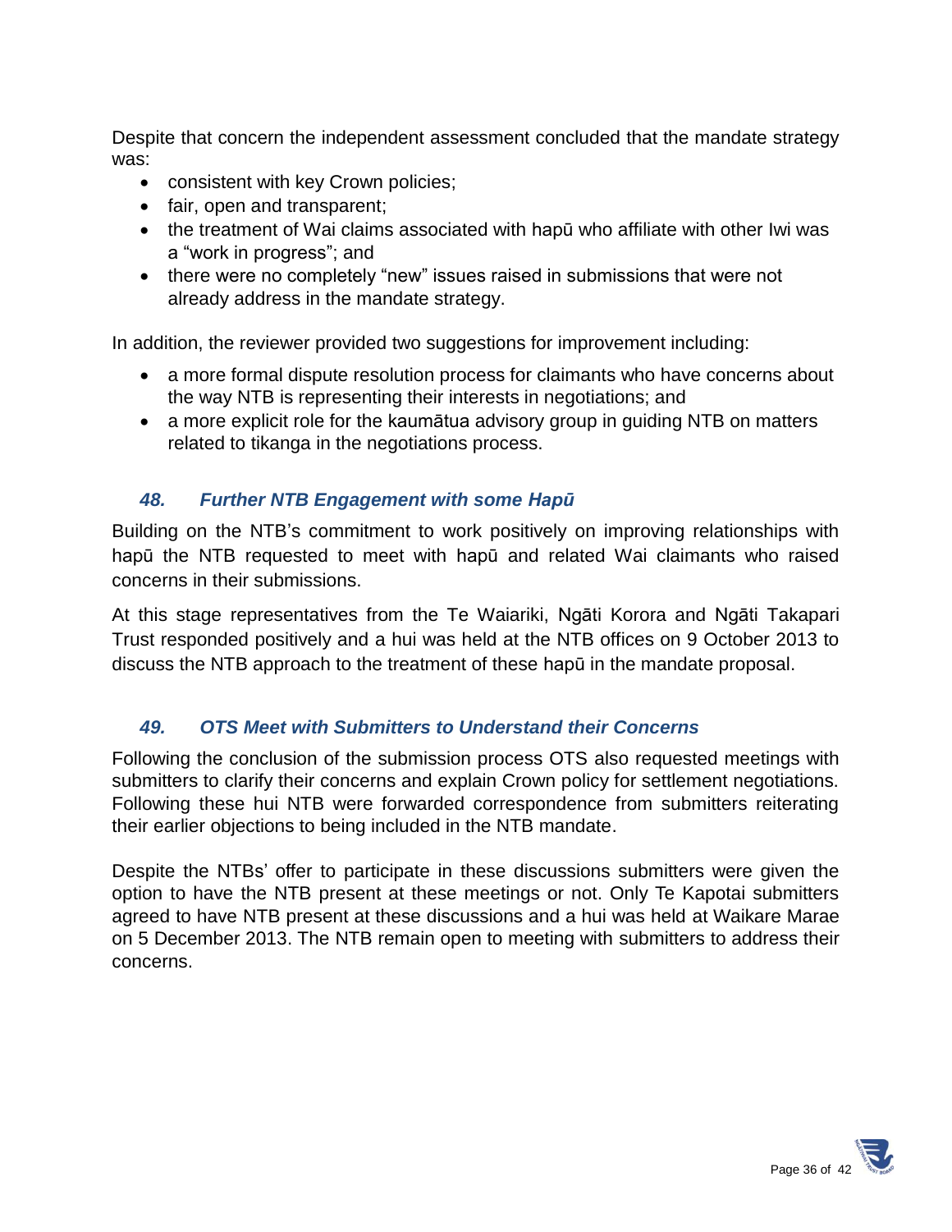Despite that concern the independent assessment concluded that the mandate strategy was:

- consistent with key Crown policies;
- fair, open and transparent;
- the treatment of Wai claims associated with hapū who affiliate with other Iwi was a “work in progress”; and
- there were no completely “new” issues raised in submissions that were not already address in the mandate strategy.

In addition, the reviewer provided two suggestions for improvement including:

- a more formal dispute resolution process for claimants who have concerns about the way NTB is representing their interests in negotiations; and
- a more explicit role for the kaumātua advisory group in guiding NTB on matters related to tikanga in the negotiations process.

### *48. Further NTB Engagement with some Hapū*

Building on the NTB’s commitment to work positively on improving relationships with hapū the NTB requested to meet with hapū and related Wai claimants who raised concerns in their submissions.

At this stage representatives from the Te Waiariki, Ngāti Korora and Ngāti Takapari Trust responded positively and a hui was held at the NTB offices on 9 October 2013 to discuss the NTB approach to the treatment of these hapū in the mandate proposal.

### *49. OTS Meet with Submitters to Understand their Concerns*

Following the conclusion of the submission process OTS also requested meetings with submitters to clarify their concerns and explain Crown policy for settlement negotiations. Following these hui NTB were forwarded correspondence from submitters reiterating their earlier objections to being included in the NTB mandate.

Despite the NTBs’ offer to participate in these discussions submitters were given the option to have the NTB present at these meetings or not. Only Te Kapotai submitters agreed to have NTB present at these discussions and a hui was held at Waikare Marae on 5 December 2013. The NTB remain open to meeting with submitters to address their concerns.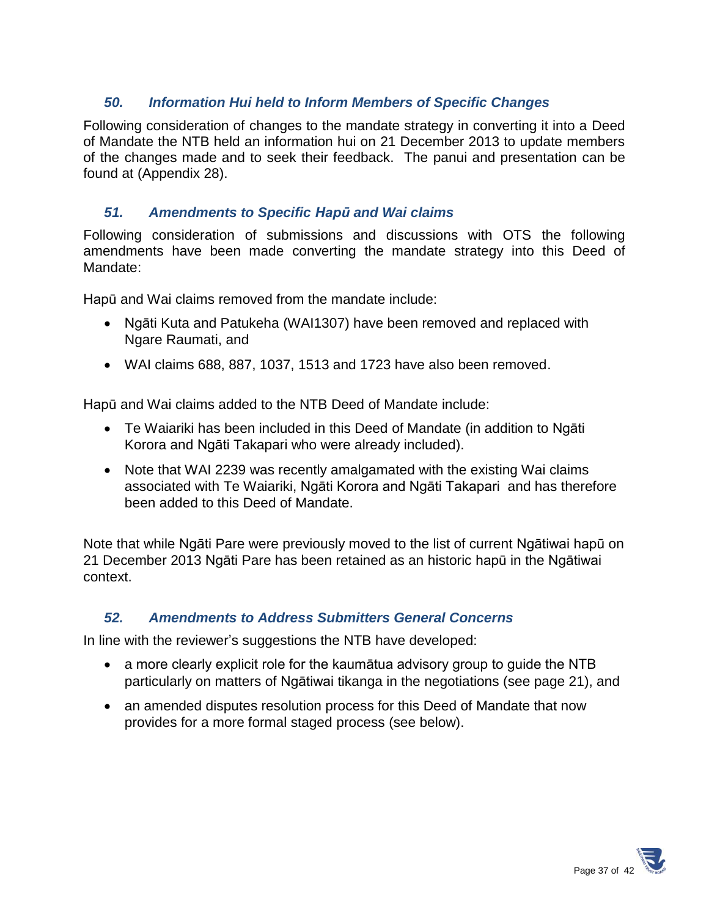### *50. Information Hui held to Inform Members of Specific Changes*

Following consideration of changes to the mandate strategy in converting it into a Deed of Mandate the NTB held an information hui on 21 December 2013 to update members of the changes made and to seek their feedback. The panui and presentation can be found at (Appendix 28).

### *51. Amendments to Specific Hapū and Wai claims*

Following consideration of submissions and discussions with OTS the following amendments have been made converting the mandate strategy into this Deed of Mandate:

Hapū and Wai claims removed from the mandate include:

- Ngāti Kuta and Patukeha (WAI1307) have been removed and replaced with Ngare Raumati, and
- WAI claims 688, 887, 1037, 1513 and 1723 have also been removed.

Hapū and Wai claims added to the NTB Deed of Mandate include:

- Te Waiariki has been included in this Deed of Mandate (in addition to Ngāti Korora and Ngāti Takapari who were already included).
- Note that WAI 2239 was recently amalgamated with the existing Wai claims associated with Te Waiariki, Ngāti Korora and Ngāti Takapari and has therefore been added to this Deed of Mandate.

Note that while Ngāti Pare were previously moved to the list of current Ngātiwai hapū on 21 December 2013 Ngāti Pare has been retained as an historic hapū in the Ngātiwai context.

### *52. Amendments to Address Submitters General Concerns*

In line with the reviewer's suggestions the NTB have developed:

- a more clearly explicit role for the kaumātua advisory group to guide the NTB particularly on matters of Ngātiwai tikanga in the negotiations (see page 21), and
- an amended disputes resolution process for this Deed of Mandate that now provides for a more formal staged process (see below).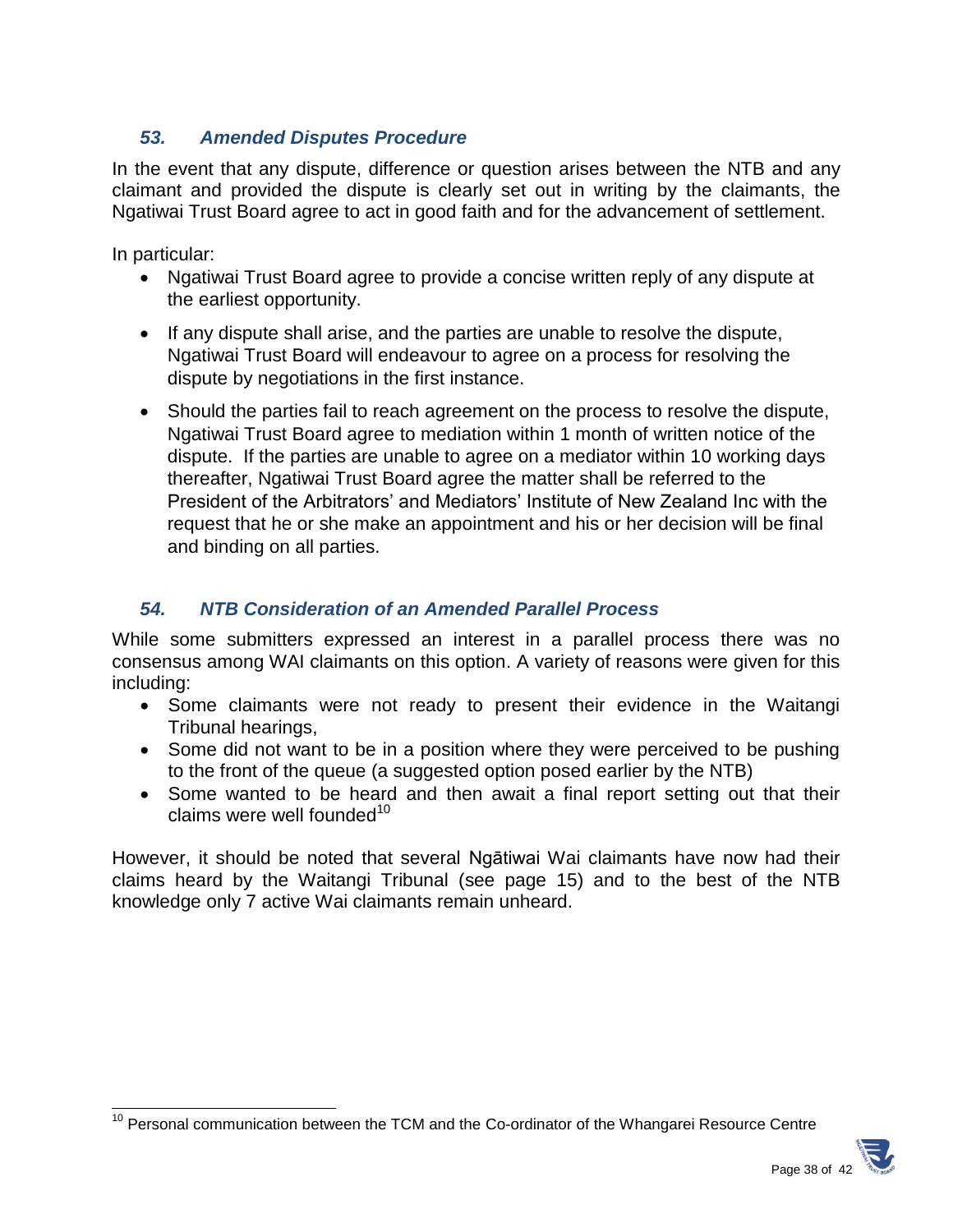### *53. Amended Disputes Procedure*

In the event that any dispute, difference or question arises between the NTB and any claimant and provided the dispute is clearly set out in writing by the claimants, the Ngatiwai Trust Board agree to act in good faith and for the advancement of settlement.

In particular:

- Ngatiwai Trust Board agree to provide a concise written reply of any dispute at the earliest opportunity.
- If any dispute shall arise, and the parties are unable to resolve the dispute, Ngatiwai Trust Board will endeavour to agree on a process for resolving the dispute by negotiations in the first instance.
- Should the parties fail to reach agreement on the process to resolve the dispute, Ngatiwai Trust Board agree to mediation within 1 month of written notice of the dispute. If the parties are unable to agree on a mediator within 10 working days thereafter, Ngatiwai Trust Board agree the matter shall be referred to the President of the Arbitrators' and Mediators' Institute of New Zealand Inc with the request that he or she make an appointment and his or her decision will be final and binding on all parties.

### *54. NTB Consideration of an Amended Parallel Process*

While some submitters expressed an interest in a parallel process there was no consensus among WAI claimants on this option. A variety of reasons were given for this including:

- Some claimants were not ready to present their evidence in the Waitangi Tribunal hearings,
- Some did not want to be in a position where they were perceived to be pushing to the front of the queue (a suggested option posed earlier by the NTB)
- Some wanted to be heard and then await a final report setting out that their claims were well founded[10]

However, it should be noted that several Ngātiwai Wai claimants have now had their claims heard by the Waitangi Tribunal (see page 15) and to the best of the NTB knowledge only 7 active Wai claimants remain unheard.

[10] Personal communication between the TCM and the Co-ordinator of the Whangarei Resource Centre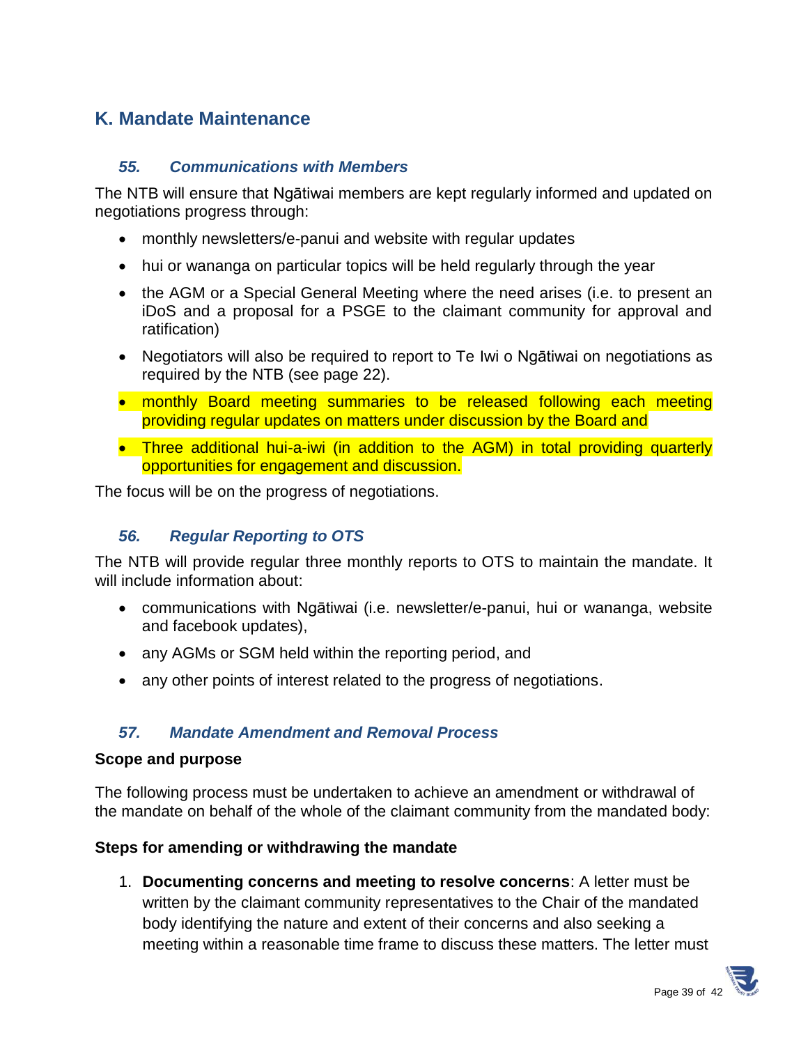## K. Mandate Maintenance

### *55. Communications with Members*

The NTB will ensure that Ngātiwai members are kept regularly informed and updated on negotiations progress through:

- monthly newsletters/e-panui and website with regular updates
- hui or wananga on particular topics will be held regularly through the year
- the AGM or a Special General Meeting where the need arises (i.e. to present an iDoS and a proposal for a PSGE to the claimant community for approval and ratification)
- Negotiators will also be required to report to Te Iwi o Ngātiwai on negotiations as required by the NTB (see page 22).
- monthly Board meeting summaries to be released following each meeting providing regular updates on matters under discussion by the Board and
- Three additional hui-a-iwi (in addition to the AGM) in total providing quarterly opportunities for engagement and discussion.

The focus will be on the progress of negotiations.

### *56. Regular Reporting to OTS*

The NTB will provide regular three monthly reports to OTS to maintain the mandate. It will include information about:

- communications with Ngātiwai (i.e. newsletter/e-panui, hui or wananga, website and facebook updates),
- any AGMs or SGM held within the reporting period, and
- any other points of interest related to the progress of negotiations.

### *57. Mandate Amendment and Removal Process*

**Scope and purpose**

The following process must be undertaken to achieve an amendment or withdrawal of the mandate on behalf of the whole of the claimant community from the mandated body:

**Steps for amending or withdrawing the mandate**

1. **Documenting concerns and meeting to resolve concerns**: A letter must be written by the claimant community representatives to the Chair of the mandated body identifying the nature and extent of their concerns and also seeking a meeting within a reasonable time frame to discuss these matters. The letter must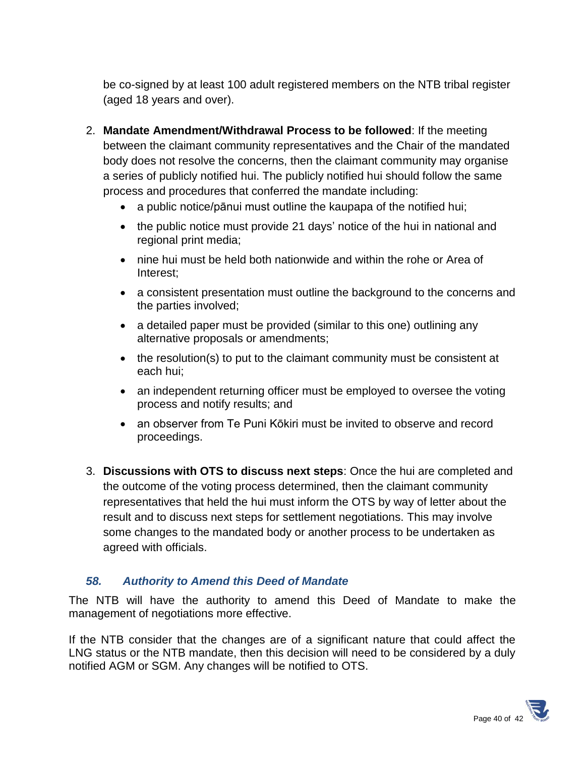be co-signed by at least 100 adult registered members on the NTB tribal register (aged 18 years and over).

2. **Mandate Amendment/Withdrawal Process to be followed**: If the meeting between the claimant community representatives and the Chair of the mandated body does not resolve the concerns, then the claimant community may organise a series of publicly notified hui. The publicly notified hui should follow the same process and procedures that conferred the mandate including:
   - a public notice/pānui must outline the kaupapa of the notified hui;
   - the public notice must provide 21 days' notice of the hui in national and regional print media;
   - nine hui must be held both nationwide and within the rohe or Area of Interest;
   - a consistent presentation must outline the background to the concerns and the parties involved;
   - a detailed paper must be provided (similar to this one) outlining any alternative proposals or amendments;
   - the resolution(s) to put to the claimant community must be consistent at each hui;
   - an independent returning officer must be employed to oversee the voting process and notify results; and
   - an observer from Te Puni Kōkiri must be invited to observe and record proceedings.

3. **Discussions with OTS to discuss next steps**: Once the hui are completed and the outcome of the voting process determined, then the claimant community representatives that held the hui must inform the OTS by way of letter about the result and to discuss next steps for settlement negotiations. This may involve some changes to the mandated body or another process to be undertaken as agreed with officials.

### *58. Authority to Amend this Deed of Mandate*

The NTB will have the authority to amend this Deed of Mandate to make the management of negotiations more effective.

If the NTB consider that the changes are of a significant nature that could affect the LNG status or the NTB mandate, then this decision will need to be considered by a duly notified AGM or SGM. Any changes will be notified to OTS.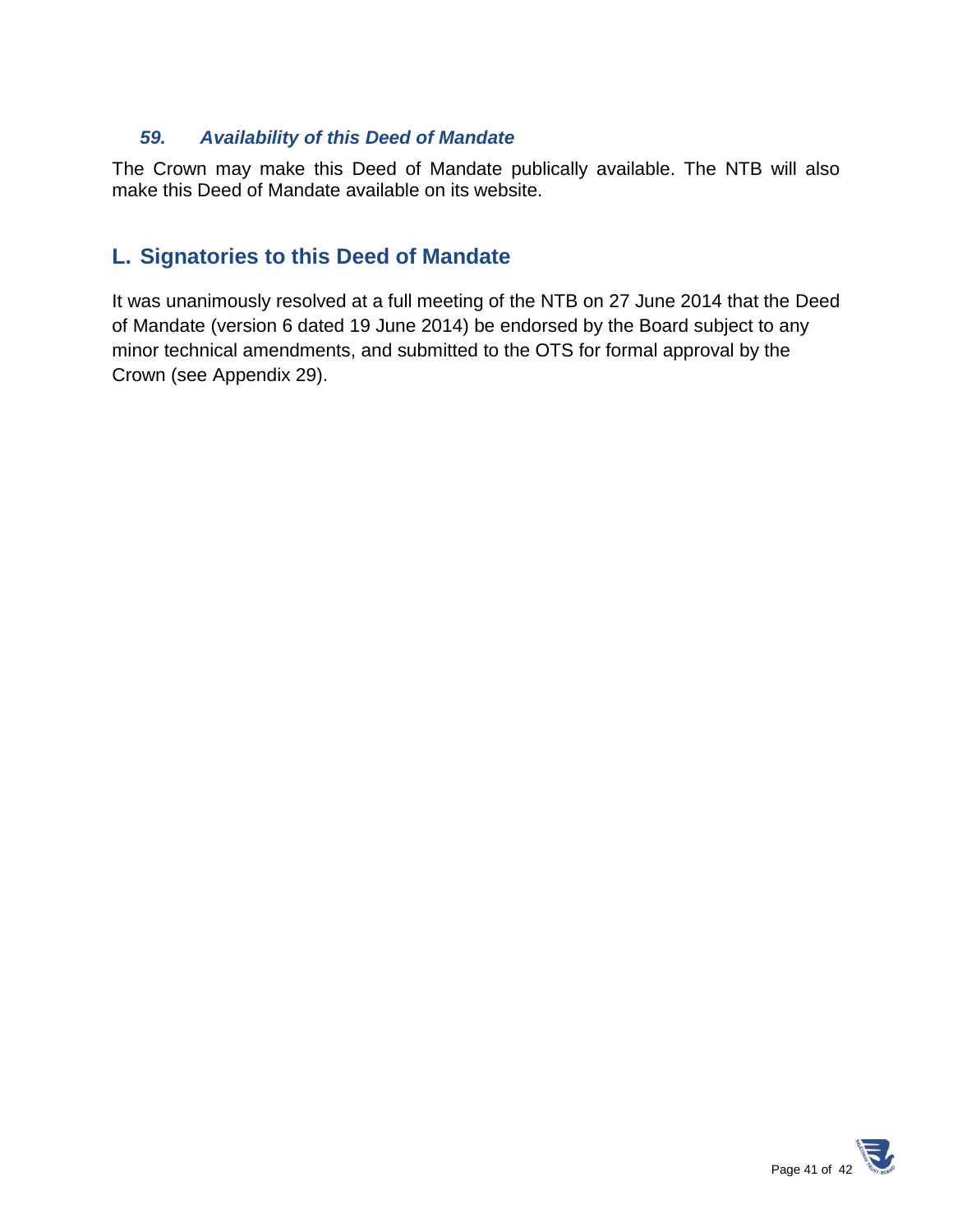### *59. Availability of this Deed of Mandate*

The Crown may make this Deed of Mandate publically available. The NTB will also make this Deed of Mandate available on its website.

## L. Signatories to this Deed of Mandate

It was unanimously resolved at a full meeting of the NTB on 27 June 2014 that the Deed of Mandate (version 6 dated 19 June 2014) be endorsed by the Board subject to any minor technical amendments, and submitted to the OTS for formal approval by the Crown (see Appendix 29).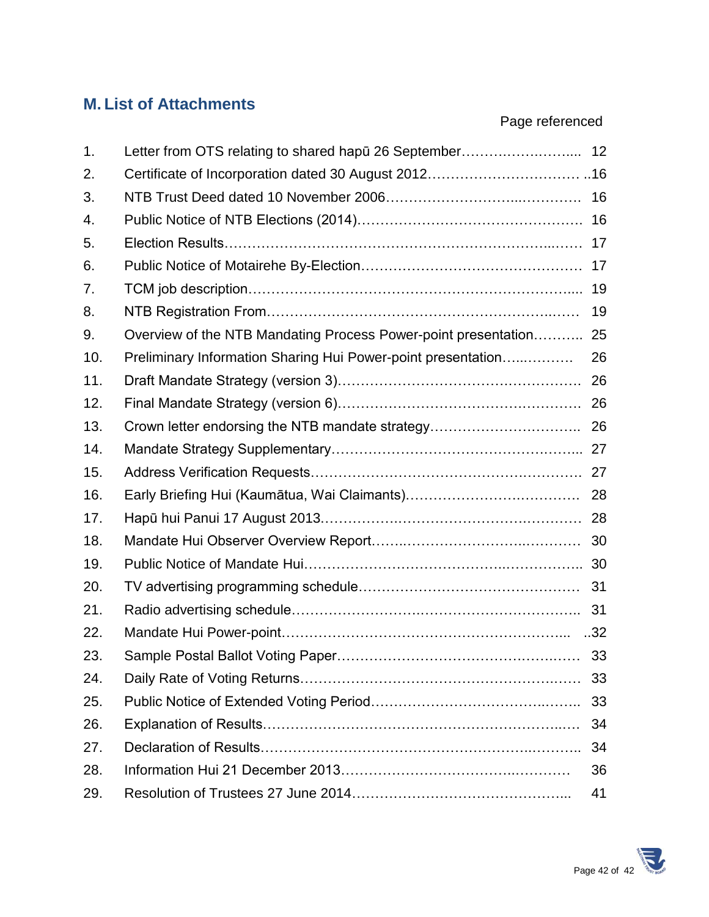## M. List of Attachments

| | | Page referenced |
|---|---|---|
| 1. | Letter from OTS relating to shared hapū 26 September | 12 |
| 2. | Certificate of Incorporation dated 30 August 2012 | 16 |
| 3. | NTB Trust Deed dated 10 November 2006 | 16 |
| 4. | Public Notice of NTB Elections (2014) | 16 |
| 5. | Election Results | 17 |
| 6. | Public Notice of Motairehe By-Election | 17 |
| 7. | TCM job description | 19 |
| 8. | NTB Registration From | 19 |
| 9. | Overview of the NTB Mandating Process Power-point presentation | 25 |
| 10. | Preliminary Information Sharing Hui Power-point presentation | 26 |
| 11. | Draft Mandate Strategy (version 3) | 26 |
| 12. | Final Mandate Strategy (version 6) | 26 |
| 13. | Crown letter endorsing the NTB mandate strategy | 26 |
| 14. | Mandate Strategy Supplementary | 27 |
| 15. | Address Verification Requests | 27 |
| 16. | Early Briefing Hui (Kaumātua, Wai Claimants) | 28 |
| 17. | Hapū hui Panui 17 August 2013 | 28 |
| 18. | Mandate Hui Observer Overview Report | 30 |
| 19. | Public Notice of Mandate Hui | 30 |
| 20. | TV advertising programming schedule | 31 |
| 21. | Radio advertising schedule | 31 |
| 22. | Mandate Hui Power-point | 32 |
| 23. | Sample Postal Ballot Voting Paper | 33 |
| 24. | Daily Rate of Voting Returns | 33 |
| 25. | Public Notice of Extended Voting Period | 33 |
| 26. | Explanation of Results | 34 |
| 27. | Declaration of Results | 34 |
| 28. | Information Hui 21 December 2013 | 36 |
| 29. | Resolution of Trustees 27 June 2014 | 41 |